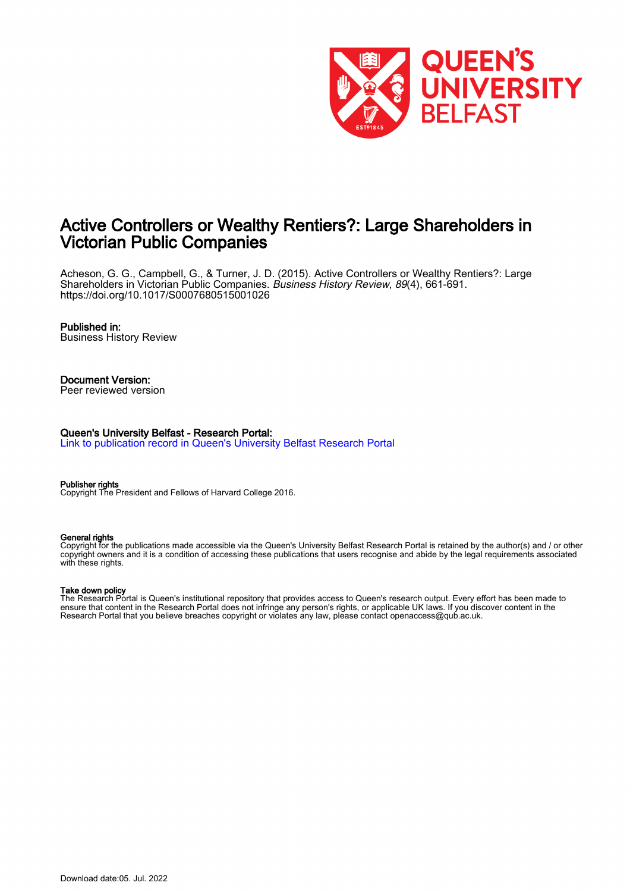# Active Controllers or Wealthy Rentiers?: Large Shareholders in Victorian Public Companies

Acheson, G. G., Campbell, G., & Turner, J. D. (2015). Active Controllers or Wealthy Rentiers?: Large Shareholders in Victorian Public Companies. *Business History Review*, *89*(4), 661-691. https://doi.org/10.1017/S0007680515001026

**Published in:**
Business History Review

**Document Version:**
Peer reviewed version

**Queen's University Belfast - Research Portal:**
Link to publication record in Queen's University Belfast Research Portal

**Publisher rights**
Copyright The President and Fellows of Harvard College 2016.

**General rights**
Copyright for the publications made accessible via the Queen's University Belfast Research Portal is retained by the author(s) and / or other copyright owners and it is a condition of accessing these publications that users recognise and abide by the legal requirements associated with these rights.

**Take down policy**
The Research Portal is Queen's institutional repository that provides access to Queen's research output. Every effort has been made to ensure that content in the Research Portal does not infringe any person's rights, or applicable UK laws. If you discover content in the Research Portal that you believe breaches copyright or violates any law, please contact openaccess@qub.ac.uk.

Download date:05. Jul. 2022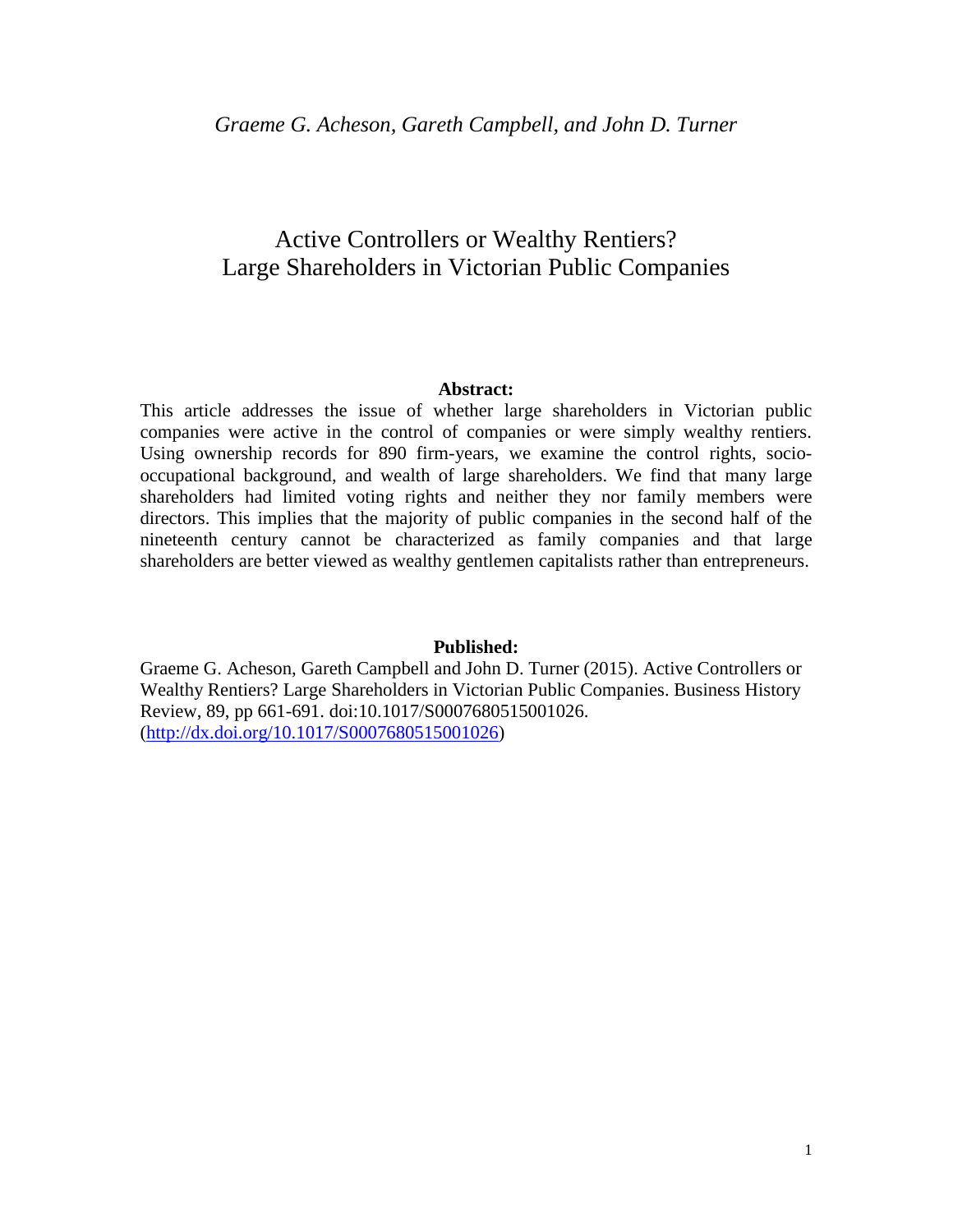*Graeme G. Acheson, Gareth Campbell, and John D. Turner*

# Active Controllers or Wealthy Rentiers? Large Shareholders in Victorian Public Companies

**Abstract:**

This article addresses the issue of whether large shareholders in Victorian public companies were active in the control of companies or were simply wealthy rentiers. Using ownership records for 890 firm-years, we examine the control rights, socio-occupational background, and wealth of large shareholders. We find that many large shareholders had limited voting rights and neither they nor family members were directors. This implies that the majority of public companies in the second half of the nineteenth century cannot be characterized as family companies and that large shareholders are better viewed as wealthy gentlemen capitalists rather than entrepreneurs.

**Published:**

Graeme G. Acheson, Gareth Campbell and John D. Turner (2015). Active Controllers or Wealthy Rentiers? Large Shareholders in Victorian Public Companies. Business History Review, 89, pp 661-691. doi:10.1017/S0007680515001026. (http://dx.doi.org/10.1017/S0007680515001026)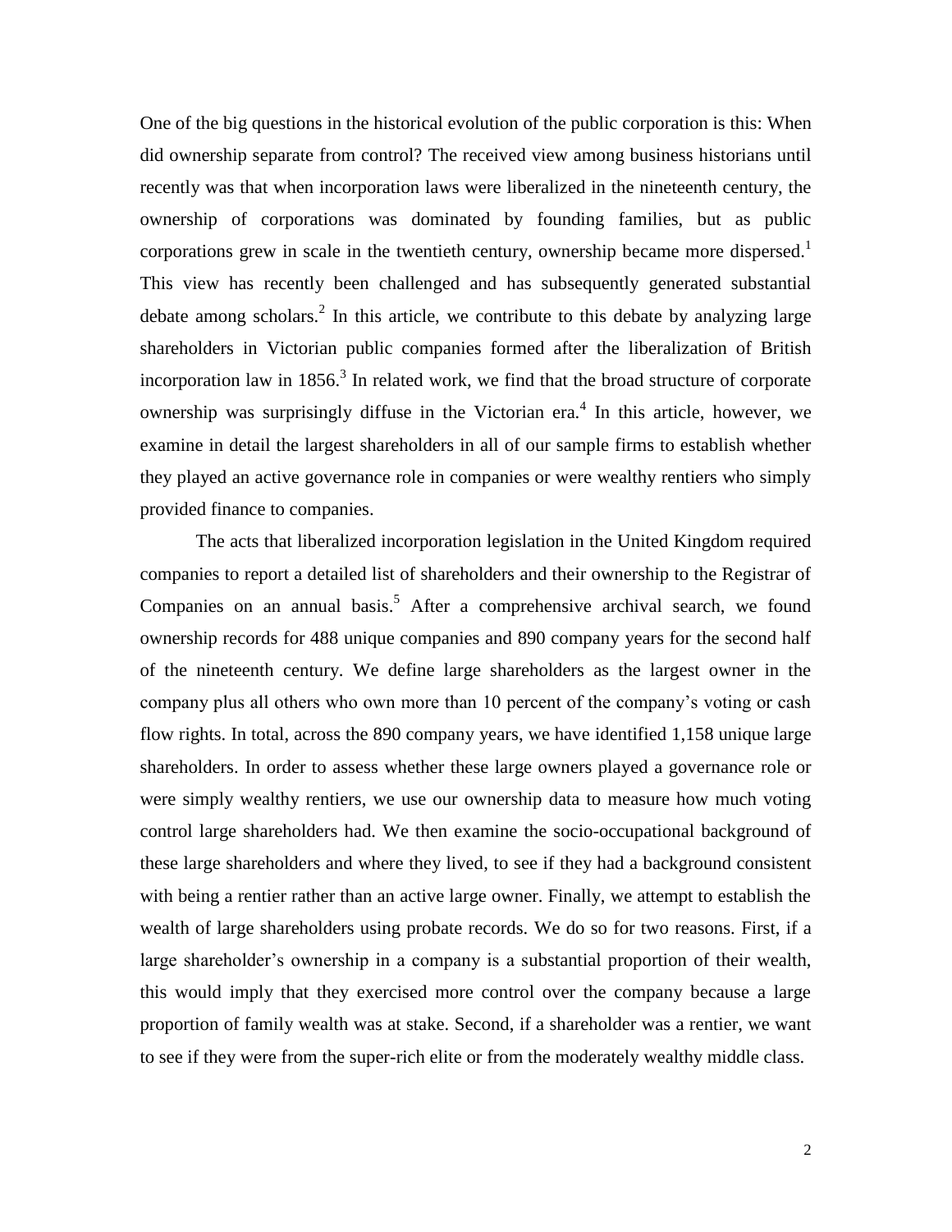One of the big questions in the historical evolution of the public corporation is this: When did ownership separate from control? The received view among business historians until recently was that when incorporation laws were liberalized in the nineteenth century, the ownership of corporations was dominated by founding families, but as public corporations grew in scale in the twentieth century, ownership became more dispersed.[1] This view has recently been challenged and has subsequently generated substantial debate among scholars.[2] In this article, we contribute to this debate by analyzing large shareholders in Victorian public companies formed after the liberalization of British incorporation law in 1856.[3] In related work, we find that the broad structure of corporate ownership was surprisingly diffuse in the Victorian era.[4] In this article, however, we examine in detail the largest shareholders in all of our sample firms to establish whether they played an active governance role in companies or were wealthy rentiers who simply provided finance to companies.

The acts that liberalized incorporation legislation in the United Kingdom required companies to report a detailed list of shareholders and their ownership to the Registrar of Companies on an annual basis.[5] After a comprehensive archival search, we found ownership records for 488 unique companies and 890 company years for the second half of the nineteenth century. We define large shareholders as the largest owner in the company plus all others who own more than 10 percent of the company's voting or cash flow rights. In total, across the 890 company years, we have identified 1,158 unique large shareholders. In order to assess whether these large owners played a governance role or were simply wealthy rentiers, we use our ownership data to measure how much voting control large shareholders had. We then examine the socio-occupational background of these large shareholders and where they lived, to see if they had a background consistent with being a rentier rather than an active large owner. Finally, we attempt to establish the wealth of large shareholders using probate records. We do so for two reasons. First, if a large shareholder's ownership in a company is a substantial proportion of their wealth, this would imply that they exercised more control over the company because a large proportion of family wealth was at stake. Second, if a shareholder was a rentier, we want to see if they were from the super-rich elite or from the moderately wealthy middle class.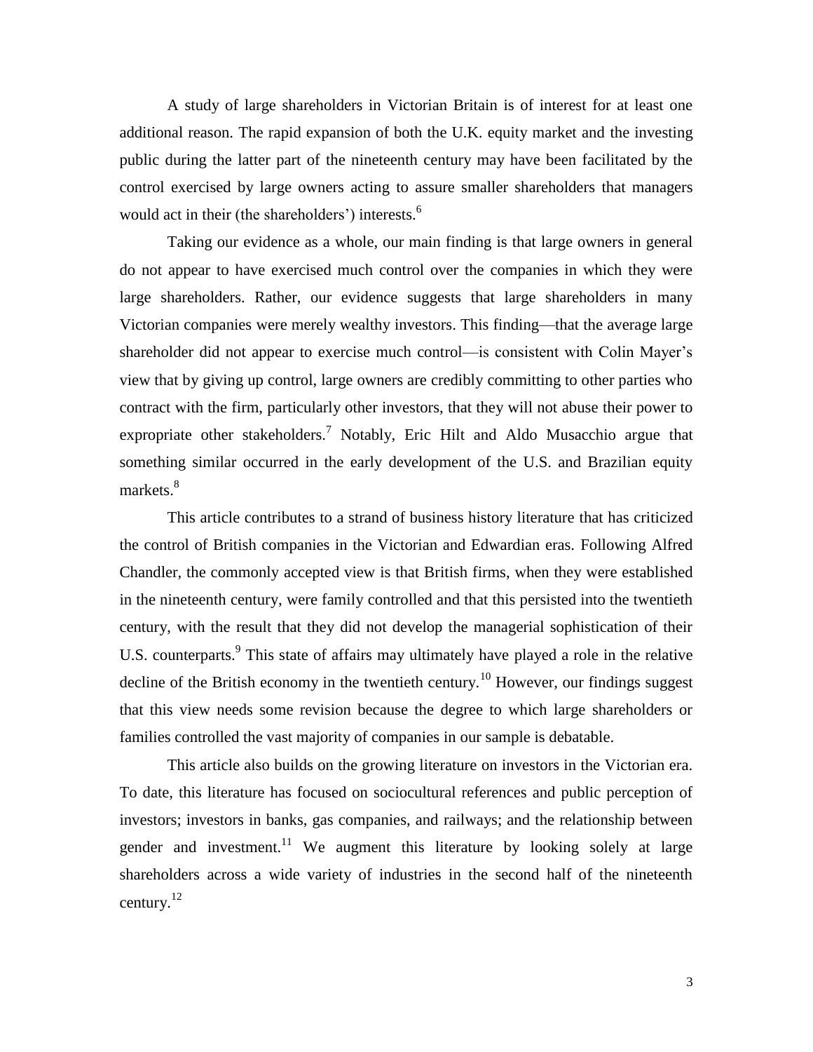A study of large shareholders in Victorian Britain is of interest for at least one additional reason. The rapid expansion of both the U.K. equity market and the investing public during the latter part of the nineteenth century may have been facilitated by the control exercised by large owners acting to assure smaller shareholders that managers would act in their (the shareholders') interests.[6]

Taking our evidence as a whole, our main finding is that large owners in general do not appear to have exercised much control over the companies in which they were large shareholders. Rather, our evidence suggests that large shareholders in many Victorian companies were merely wealthy investors. This finding—that the average large shareholder did not appear to exercise much control—is consistent with Colin Mayer's view that by giving up control, large owners are credibly committing to other parties who contract with the firm, particularly other investors, that they will not abuse their power to expropriate other stakeholders.[7] Notably, Eric Hilt and Aldo Musacchio argue that something similar occurred in the early development of the U.S. and Brazilian equity markets.[8]

This article contributes to a strand of business history literature that has criticized the control of British companies in the Victorian and Edwardian eras. Following Alfred Chandler, the commonly accepted view is that British firms, when they were established in the nineteenth century, were family controlled and that this persisted into the twentieth century, with the result that they did not develop the managerial sophistication of their U.S. counterparts.[9] This state of affairs may ultimately have played a role in the relative decline of the British economy in the twentieth century.[10] However, our findings suggest that this view needs some revision because the degree to which large shareholders or families controlled the vast majority of companies in our sample is debatable.

This article also builds on the growing literature on investors in the Victorian era. To date, this literature has focused on sociocultural references and public perception of investors; investors in banks, gas companies, and railways; and the relationship between gender and investment.[11] We augment this literature by looking solely at large shareholders across a wide variety of industries in the second half of the nineteenth century.[12]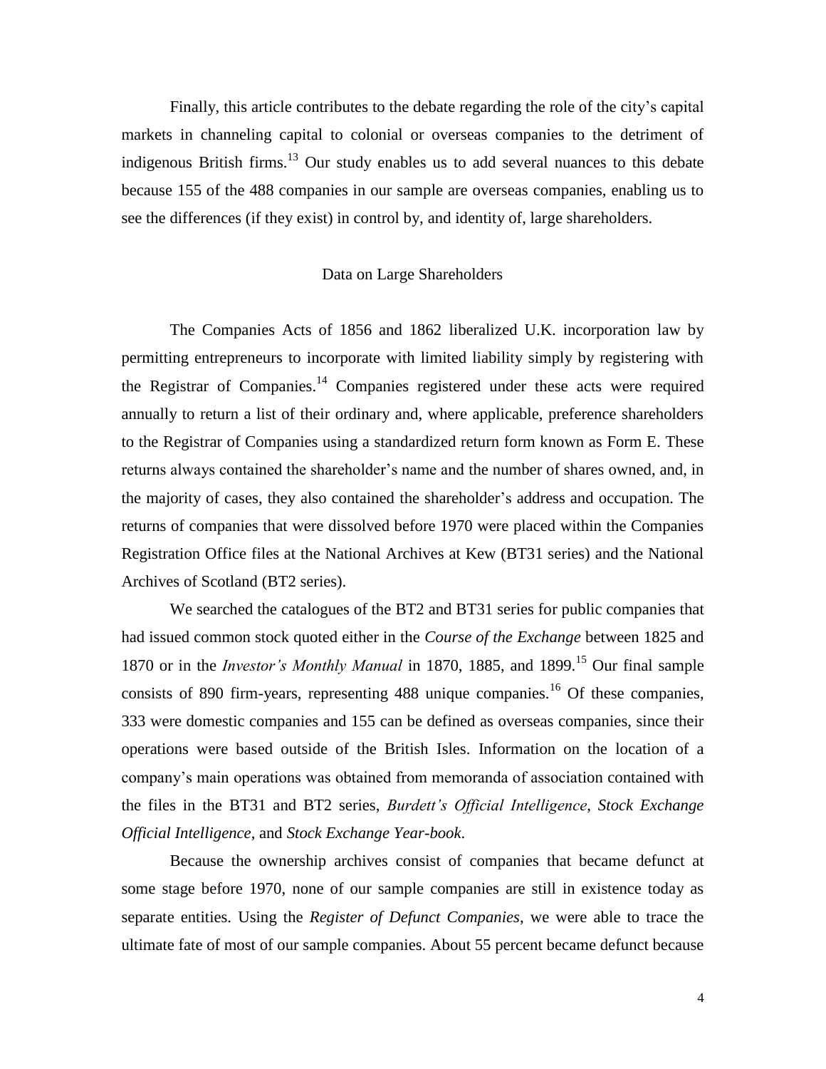Finally, this article contributes to the debate regarding the role of the city's capital markets in channeling capital to colonial or overseas companies to the detriment of indigenous British firms.[13] Our study enables us to add several nuances to this debate because 155 of the 488 companies in our sample are overseas companies, enabling us to see the differences (if they exist) in control by, and identity of, large shareholders.

## Data on Large Shareholders

The Companies Acts of 1856 and 1862 liberalized U.K. incorporation law by permitting entrepreneurs to incorporate with limited liability simply by registering with the Registrar of Companies.[14] Companies registered under these acts were required annually to return a list of their ordinary and, where applicable, preference shareholders to the Registrar of Companies using a standardized return form known as Form E. These returns always contained the shareholder's name and the number of shares owned, and, in the majority of cases, they also contained the shareholder's address and occupation. The returns of companies that were dissolved before 1970 were placed within the Companies Registration Office files at the National Archives at Kew (BT31 series) and the National Archives of Scotland (BT2 series).

We searched the catalogues of the BT2 and BT31 series for public companies that had issued common stock quoted either in the *Course of the Exchange* between 1825 and 1870 or in the *Investor's Monthly Manual* in 1870, 1885, and 1899.[15] Our final sample consists of 890 firm-years, representing 488 unique companies.[16] Of these companies, 333 were domestic companies and 155 can be defined as overseas companies, since their operations were based outside of the British Isles. Information on the location of a company's main operations was obtained from memoranda of association contained with the files in the BT31 and BT2 series, *Burdett's Official Intelligence*, *Stock Exchange Official Intelligence*, and *Stock Exchange Year-book*.

Because the ownership archives consist of companies that became defunct at some stage before 1970, none of our sample companies are still in existence today as separate entities. Using the *Register of Defunct Companies*, we were able to trace the ultimate fate of most of our sample companies. About 55 percent became defunct because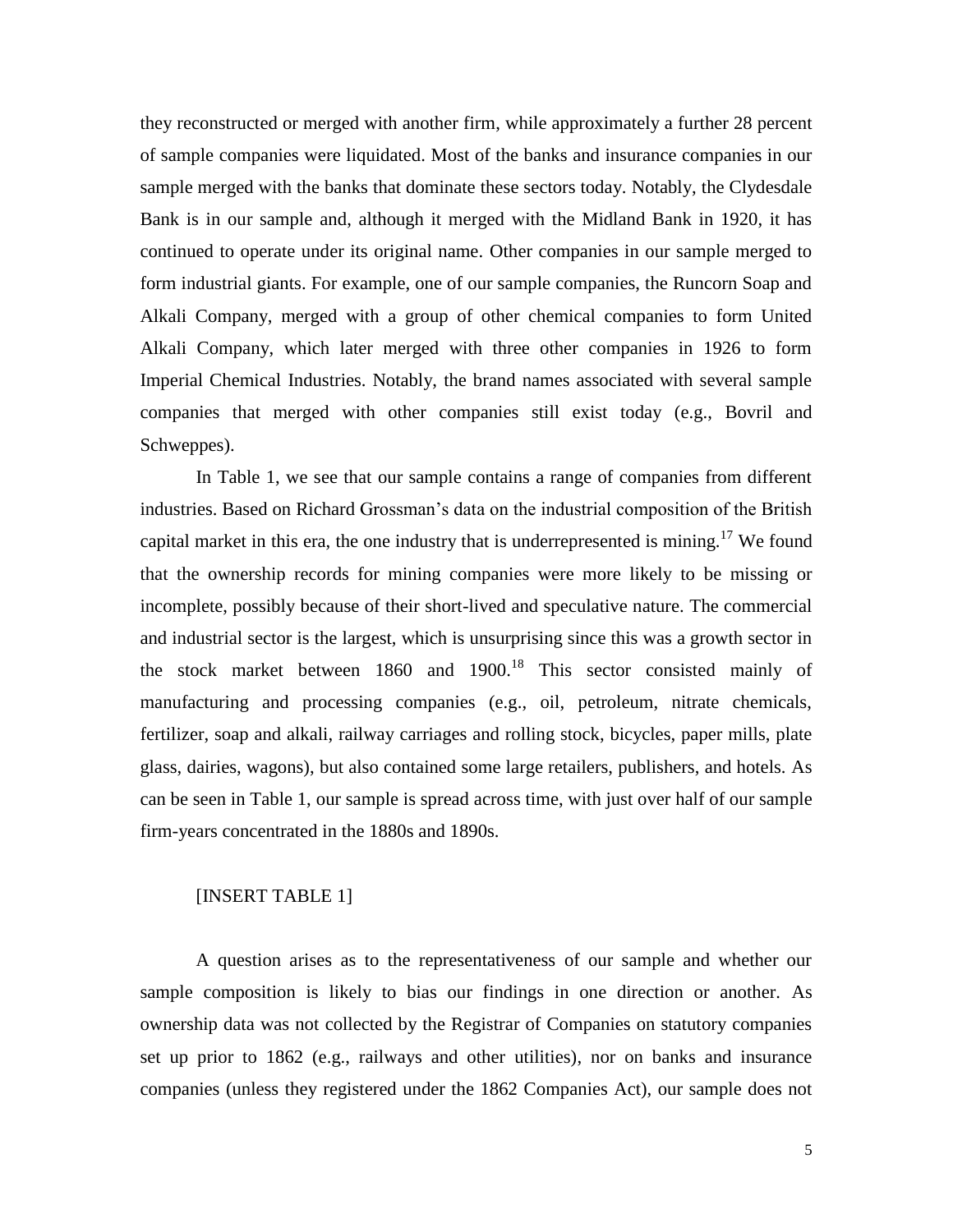they reconstructed or merged with another firm, while approximately a further 28 percent of sample companies were liquidated. Most of the banks and insurance companies in our sample merged with the banks that dominate these sectors today. Notably, the Clydesdale Bank is in our sample and, although it merged with the Midland Bank in 1920, it has continued to operate under its original name. Other companies in our sample merged to form industrial giants. For example, one of our sample companies, the Runcorn Soap and Alkali Company, merged with a group of other chemical companies to form United Alkali Company, which later merged with three other companies in 1926 to form Imperial Chemical Industries. Notably, the brand names associated with several sample companies that merged with other companies still exist today (e.g., Bovril and Schweppes).

In Table 1, we see that our sample contains a range of companies from different industries. Based on Richard Grossman's data on the industrial composition of the British capital market in this era, the one industry that is underrepresented is mining.[17] We found that the ownership records for mining companies were more likely to be missing or incomplete, possibly because of their short-lived and speculative nature. The commercial and industrial sector is the largest, which is unsurprising since this was a growth sector in the stock market between 1860 and 1900.[18] This sector consisted mainly of manufacturing and processing companies (e.g., oil, petroleum, nitrate chemicals, fertilizer, soap and alkali, railway carriages and rolling stock, bicycles, paper mills, plate glass, dairies, wagons), but also contained some large retailers, publishers, and hotels. As can be seen in Table 1, our sample is spread across time, with just over half of our sample firm-years concentrated in the 1880s and 1890s.

[INSERT TABLE 1]

A question arises as to the representativeness of our sample and whether our sample composition is likely to bias our findings in one direction or another. As ownership data was not collected by the Registrar of Companies on statutory companies set up prior to 1862 (e.g., railways and other utilities), nor on banks and insurance companies (unless they registered under the 1862 Companies Act), our sample does not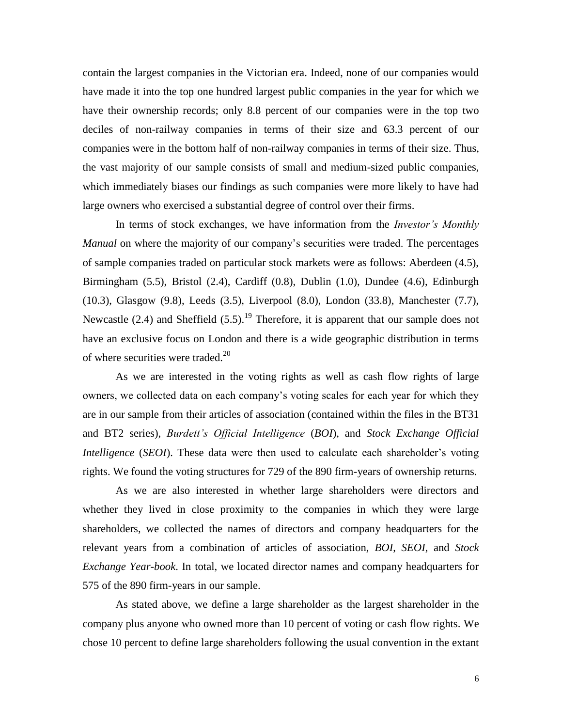contain the largest companies in the Victorian era. Indeed, none of our companies would have made it into the top one hundred largest public companies in the year for which we have their ownership records; only 8.8 percent of our companies were in the top two deciles of non-railway companies in terms of their size and 63.3 percent of our companies were in the bottom half of non-railway companies in terms of their size. Thus, the vast majority of our sample consists of small and medium-sized public companies, which immediately biases our findings as such companies were more likely to have had large owners who exercised a substantial degree of control over their firms.

In terms of stock exchanges, we have information from the *Investor's Monthly Manual* on where the majority of our company's securities were traded. The percentages of sample companies traded on particular stock markets were as follows: Aberdeen (4.5), Birmingham (5.5), Bristol (2.4), Cardiff (0.8), Dublin (1.0), Dundee (4.6), Edinburgh (10.3), Glasgow (9.8), Leeds (3.5), Liverpool (8.0), London (33.8), Manchester (7.7), Newcastle (2.4) and Sheffield (5.5).[19] Therefore, it is apparent that our sample does not have an exclusive focus on London and there is a wide geographic distribution in terms of where securities were traded.[20]

As we are interested in the voting rights as well as cash flow rights of large owners, we collected data on each company's voting scales for each year for which they are in our sample from their articles of association (contained within the files in the BT31 and BT2 series), *Burdett's Official Intelligence* (*BOI*), and *Stock Exchange Official Intelligence* (*SEOI*). These data were then used to calculate each shareholder's voting rights. We found the voting structures for 729 of the 890 firm-years of ownership returns.

As we are also interested in whether large shareholders were directors and whether they lived in close proximity to the companies in which they were large shareholders, we collected the names of directors and company headquarters for the relevant years from a combination of articles of association, *BOI*, *SEOI*, and *Stock Exchange Year-book*. In total, we located director names and company headquarters for 575 of the 890 firm-years in our sample.

As stated above, we define a large shareholder as the largest shareholder in the company plus anyone who owned more than 10 percent of voting or cash flow rights. We chose 10 percent to define large shareholders following the usual convention in the extant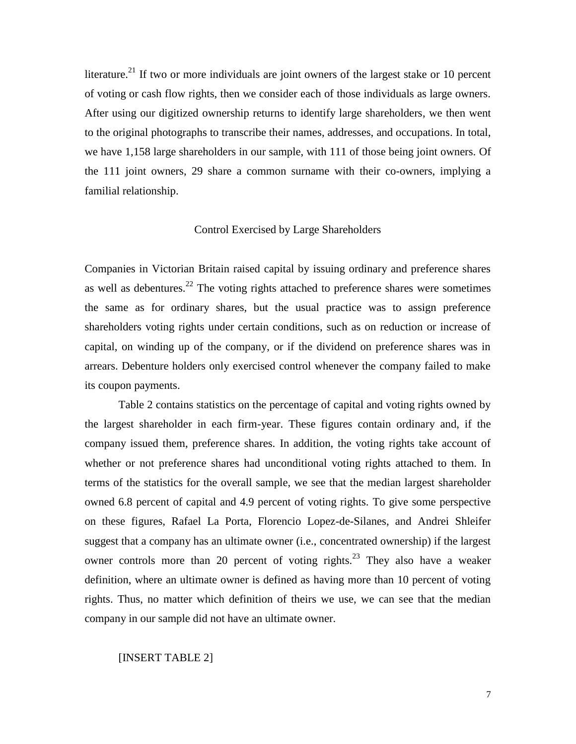literature.[21] If two or more individuals are joint owners of the largest stake or 10 percent of voting or cash flow rights, then we consider each of those individuals as large owners. After using our digitized ownership returns to identify large shareholders, we then went to the original photographs to transcribe their names, addresses, and occupations. In total, we have 1,158 large shareholders in our sample, with 111 of those being joint owners. Of the 111 joint owners, 29 share a common surname with their co-owners, implying a familial relationship.

## Control Exercised by Large Shareholders

Companies in Victorian Britain raised capital by issuing ordinary and preference shares as well as debentures.[22] The voting rights attached to preference shares were sometimes the same as for ordinary shares, but the usual practice was to assign preference shareholders voting rights under certain conditions, such as on reduction or increase of capital, on winding up of the company, or if the dividend on preference shares was in arrears. Debenture holders only exercised control whenever the company failed to make its coupon payments.

Table 2 contains statistics on the percentage of capital and voting rights owned by the largest shareholder in each firm-year. These figures contain ordinary and, if the company issued them, preference shares. In addition, the voting rights take account of whether or not preference shares had unconditional voting rights attached to them. In terms of the statistics for the overall sample, we see that the median largest shareholder owned 6.8 percent of capital and 4.9 percent of voting rights. To give some perspective on these figures, Rafael La Porta, Florencio Lopez-de-Silanes, and Andrei Shleifer suggest that a company has an ultimate owner (i.e., concentrated ownership) if the largest owner controls more than 20 percent of voting rights.[23] They also have a weaker definition, where an ultimate owner is defined as having more than 10 percent of voting rights. Thus, no matter which definition of theirs we use, we can see that the median company in our sample did not have an ultimate owner.

[INSERT TABLE 2]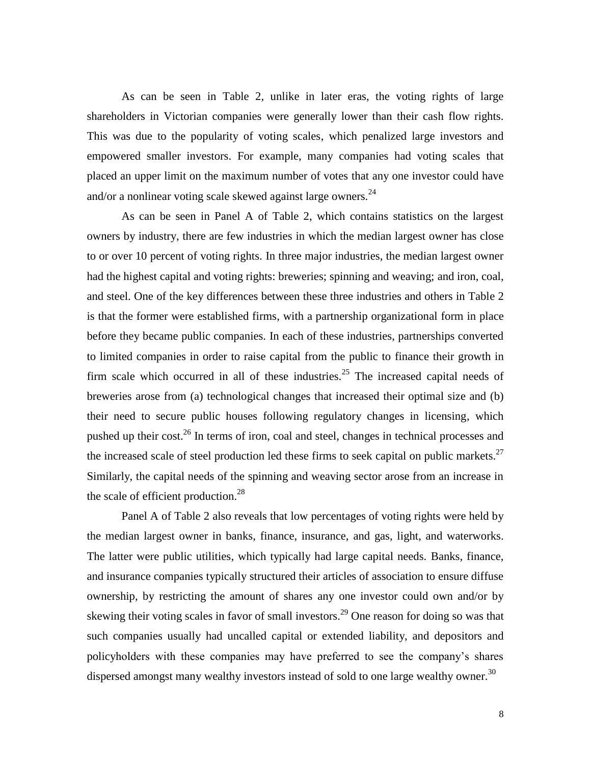As can be seen in Table 2, unlike in later eras, the voting rights of large shareholders in Victorian companies were generally lower than their cash flow rights. This was due to the popularity of voting scales, which penalized large investors and empowered smaller investors. For example, many companies had voting scales that placed an upper limit on the maximum number of votes that any one investor could have and/or a nonlinear voting scale skewed against large owners.[24]

As can be seen in Panel A of Table 2, which contains statistics on the largest owners by industry, there are few industries in which the median largest owner has close to or over 10 percent of voting rights. In three major industries, the median largest owner had the highest capital and voting rights: breweries; spinning and weaving; and iron, coal, and steel. One of the key differences between these three industries and others in Table 2 is that the former were established firms, with a partnership organizational form in place before they became public companies. In each of these industries, partnerships converted to limited companies in order to raise capital from the public to finance their growth in firm scale which occurred in all of these industries.[25] The increased capital needs of breweries arose from (a) technological changes that increased their optimal size and (b) their need to secure public houses following regulatory changes in licensing, which pushed up their cost.[26] In terms of iron, coal and steel, changes in technical processes and the increased scale of steel production led these firms to seek capital on public markets.[27] Similarly, the capital needs of the spinning and weaving sector arose from an increase in the scale of efficient production.[28]

Panel A of Table 2 also reveals that low percentages of voting rights were held by the median largest owner in banks, finance, insurance, and gas, light, and waterworks. The latter were public utilities, which typically had large capital needs. Banks, finance, and insurance companies typically structured their articles of association to ensure diffuse ownership, by restricting the amount of shares any one investor could own and/or by skewing their voting scales in favor of small investors.[29] One reason for doing so was that such companies usually had uncalled capital or extended liability, and depositors and policyholders with these companies may have preferred to see the company's shares dispersed amongst many wealthy investors instead of sold to one large wealthy owner.[30]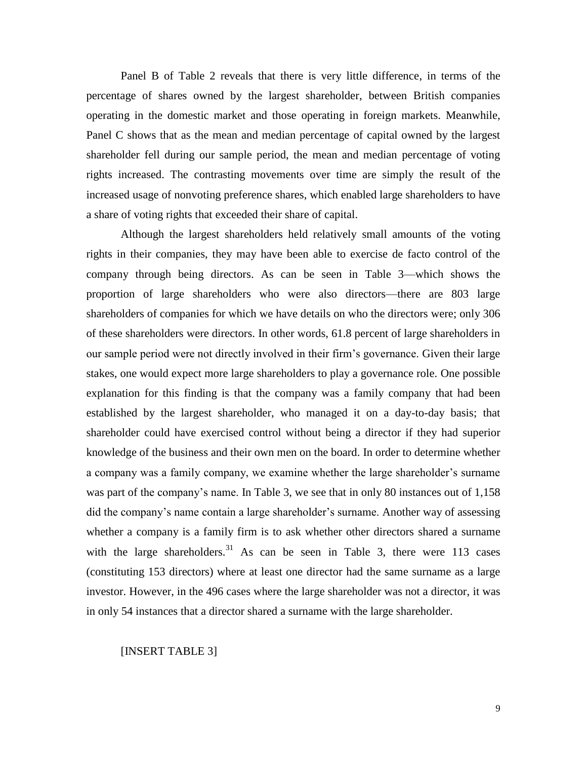Panel B of Table 2 reveals that there is very little difference, in terms of the percentage of shares owned by the largest shareholder, between British companies operating in the domestic market and those operating in foreign markets. Meanwhile, Panel C shows that as the mean and median percentage of capital owned by the largest shareholder fell during our sample period, the mean and median percentage of voting rights increased. The contrasting movements over time are simply the result of the increased usage of nonvoting preference shares, which enabled large shareholders to have a share of voting rights that exceeded their share of capital.

Although the largest shareholders held relatively small amounts of the voting rights in their companies, they may have been able to exercise de facto control of the company through being directors. As can be seen in Table 3—which shows the proportion of large shareholders who were also directors—there are 803 large shareholders of companies for which we have details on who the directors were; only 306 of these shareholders were directors. In other words, 61.8 percent of large shareholders in our sample period were not directly involved in their firm's governance. Given their large stakes, one would expect more large shareholders to play a governance role. One possible explanation for this finding is that the company was a family company that had been established by the largest shareholder, who managed it on a day-to-day basis; that shareholder could have exercised control without being a director if they had superior knowledge of the business and their own men on the board. In order to determine whether a company was a family company, we examine whether the large shareholder's surname was part of the company's name. In Table 3, we see that in only 80 instances out of 1,158 did the company's name contain a large shareholder's surname. Another way of assessing whether a company is a family firm is to ask whether other directors shared a surname with the large shareholders.[31] As can be seen in Table 3, there were 113 cases (constituting 153 directors) where at least one director had the same surname as a large investor. However, in the 496 cases where the large shareholder was not a director, it was in only 54 instances that a director shared a surname with the large shareholder.

[INSERT TABLE 3]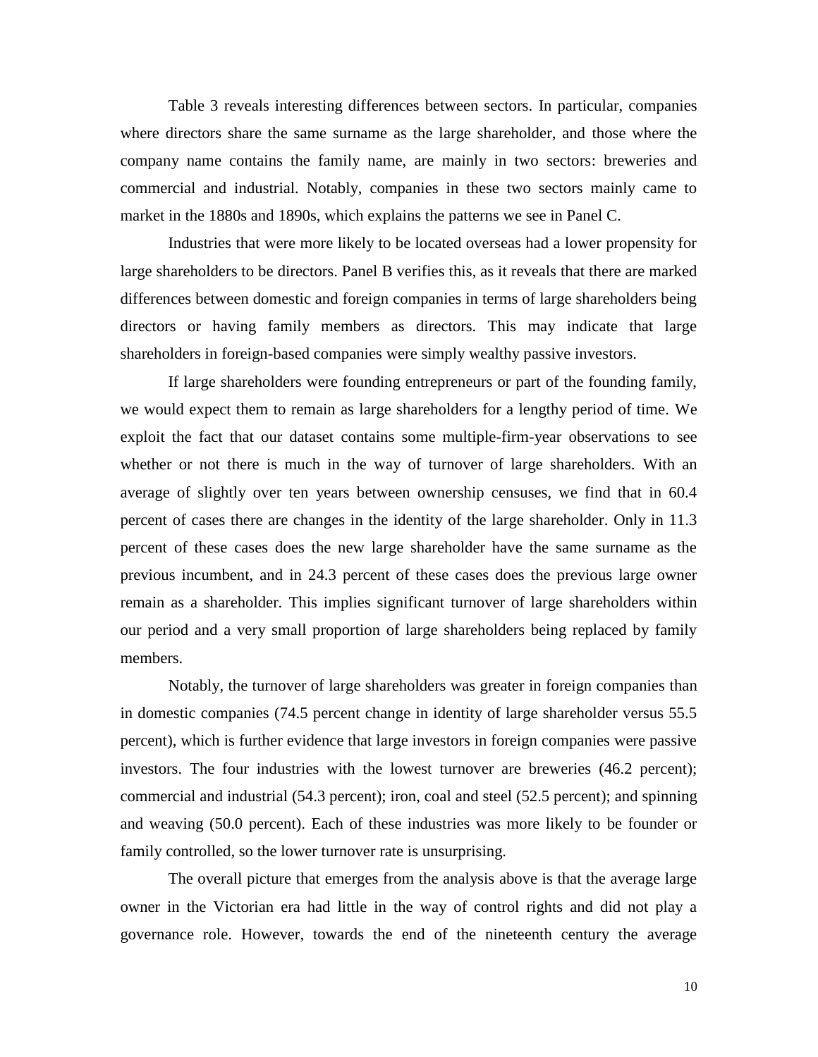Table 3 reveals interesting differences between sectors. In particular, companies where directors share the same surname as the large shareholder, and those where the company name contains the family name, are mainly in two sectors: breweries and commercial and industrial. Notably, companies in these two sectors mainly came to market in the 1880s and 1890s, which explains the patterns we see in Panel C.

Industries that were more likely to be located overseas had a lower propensity for large shareholders to be directors. Panel B verifies this, as it reveals that there are marked differences between domestic and foreign companies in terms of large shareholders being directors or having family members as directors. This may indicate that large shareholders in foreign-based companies were simply wealthy passive investors.

If large shareholders were founding entrepreneurs or part of the founding family, we would expect them to remain as large shareholders for a lengthy period of time. We exploit the fact that our dataset contains some multiple-firm-year observations to see whether or not there is much in the way of turnover of large shareholders. With an average of slightly over ten years between ownership censuses, we find that in 60.4 percent of cases there are changes in the identity of the large shareholder. Only in 11.3 percent of these cases does the new large shareholder have the same surname as the previous incumbent, and in 24.3 percent of these cases does the previous large owner remain as a shareholder. This implies significant turnover of large shareholders within our period and a very small proportion of large shareholders being replaced by family members.

Notably, the turnover of large shareholders was greater in foreign companies than in domestic companies (74.5 percent change in identity of large shareholder versus 55.5 percent), which is further evidence that large investors in foreign companies were passive investors. The four industries with the lowest turnover are breweries (46.2 percent); commercial and industrial (54.3 percent); iron, coal and steel (52.5 percent); and spinning and weaving (50.0 percent). Each of these industries was more likely to be founder or family controlled, so the lower turnover rate is unsurprising.

The overall picture that emerges from the analysis above is that the average large owner in the Victorian era had little in the way of control rights and did not play a governance role. However, towards the end of the nineteenth century the average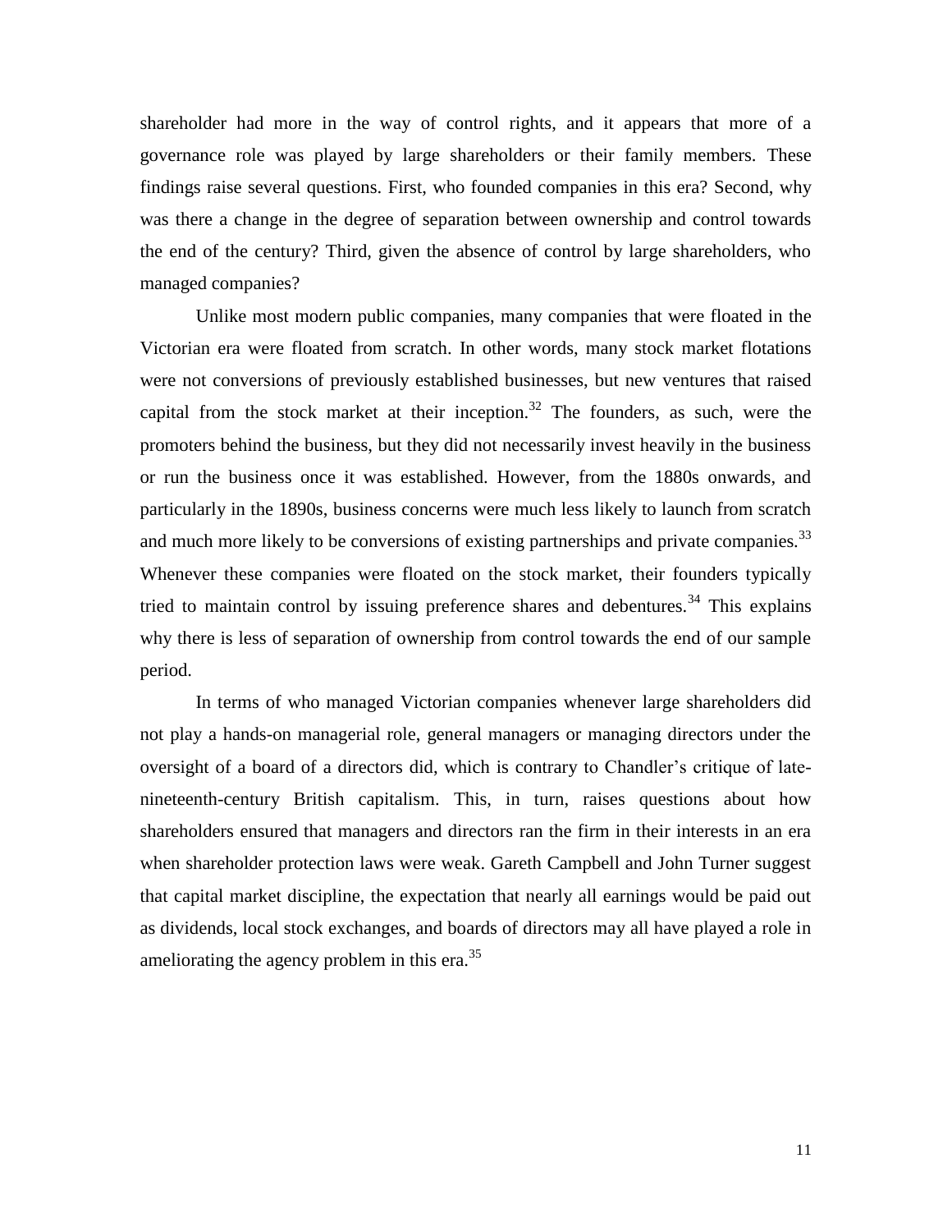shareholder had more in the way of control rights, and it appears that more of a governance role was played by large shareholders or their family members. These findings raise several questions. First, who founded companies in this era? Second, why was there a change in the degree of separation between ownership and control towards the end of the century? Third, given the absence of control by large shareholders, who managed companies?

Unlike most modern public companies, many companies that were floated in the Victorian era were floated from scratch. In other words, many stock market flotations were not conversions of previously established businesses, but new ventures that raised capital from the stock market at their inception.[32] The founders, as such, were the promoters behind the business, but they did not necessarily invest heavily in the business or run the business once it was established. However, from the 1880s onwards, and particularly in the 1890s, business concerns were much less likely to launch from scratch and much more likely to be conversions of existing partnerships and private companies.[33] Whenever these companies were floated on the stock market, their founders typically tried to maintain control by issuing preference shares and debentures.[34] This explains why there is less of separation of ownership from control towards the end of our sample period.

In terms of who managed Victorian companies whenever large shareholders did not play a hands-on managerial role, general managers or managing directors under the oversight of a board of a directors did, which is contrary to Chandler's critique of late-nineteenth-century British capitalism. This, in turn, raises questions about how shareholders ensured that managers and directors ran the firm in their interests in an era when shareholder protection laws were weak. Gareth Campbell and John Turner suggest that capital market discipline, the expectation that nearly all earnings would be paid out as dividends, local stock exchanges, and boards of directors may all have played a role in ameliorating the agency problem in this era.[35]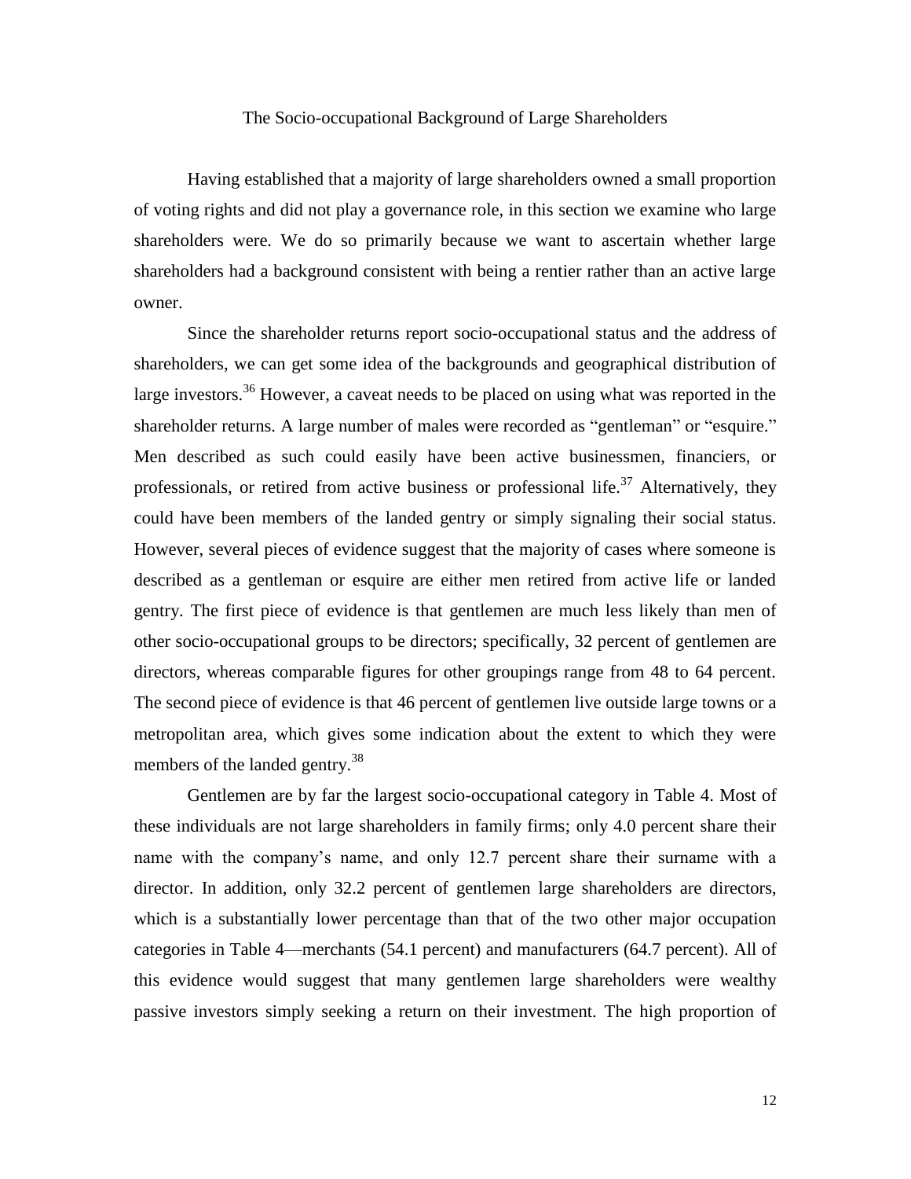## The Socio-occupational Background of Large Shareholders

Having established that a majority of large shareholders owned a small proportion of voting rights and did not play a governance role, in this section we examine who large shareholders were. We do so primarily because we want to ascertain whether large shareholders had a background consistent with being a rentier rather than an active large owner.

Since the shareholder returns report socio-occupational status and the address of shareholders, we can get some idea of the backgrounds and geographical distribution of large investors.[36] However, a caveat needs to be placed on using what was reported in the shareholder returns. A large number of males were recorded as "gentleman" or "esquire." Men described as such could easily have been active businessmen, financiers, or professionals, or retired from active business or professional life.[37] Alternatively, they could have been members of the landed gentry or simply signaling their social status. However, several pieces of evidence suggest that the majority of cases where someone is described as a gentleman or esquire are either men retired from active life or landed gentry. The first piece of evidence is that gentlemen are much less likely than men of other socio-occupational groups to be directors; specifically, 32 percent of gentlemen are directors, whereas comparable figures for other groupings range from 48 to 64 percent. The second piece of evidence is that 46 percent of gentlemen live outside large towns or a metropolitan area, which gives some indication about the extent to which they were members of the landed gentry.[38]

Gentlemen are by far the largest socio-occupational category in Table 4. Most of these individuals are not large shareholders in family firms; only 4.0 percent share their name with the company's name, and only 12.7 percent share their surname with a director. In addition, only 32.2 percent of gentlemen large shareholders are directors, which is a substantially lower percentage than that of the two other major occupation categories in Table 4—merchants (54.1 percent) and manufacturers (64.7 percent). All of this evidence would suggest that many gentlemen large shareholders were wealthy passive investors simply seeking a return on their investment. The high proportion of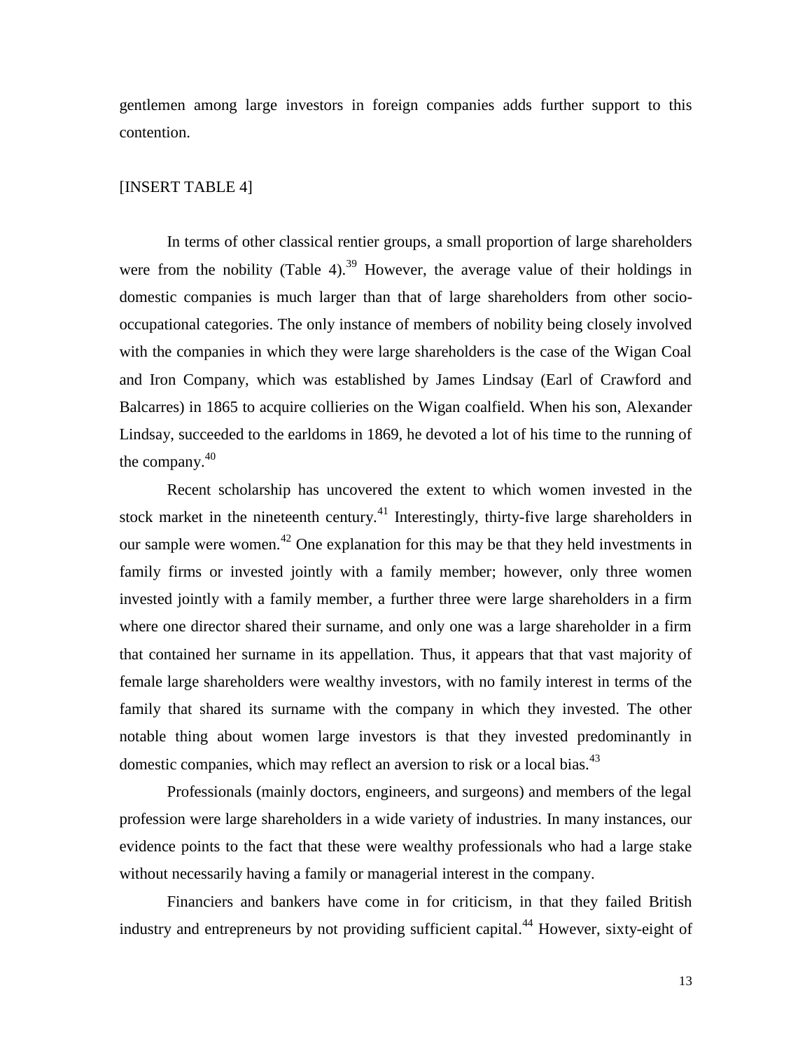gentlemen among large investors in foreign companies adds further support to this contention.

[INSERT TABLE 4]

In terms of other classical rentier groups, a small proportion of large shareholders were from the nobility (Table 4).[39] However, the average value of their holdings in domestic companies is much larger than that of large shareholders from other socio-occupational categories. The only instance of members of nobility being closely involved with the companies in which they were large shareholders is the case of the Wigan Coal and Iron Company, which was established by James Lindsay (Earl of Crawford and Balcarres) in 1865 to acquire collieries on the Wigan coalfield. When his son, Alexander Lindsay, succeeded to the earldoms in 1869, he devoted a lot of his time to the running of the company.[40]

Recent scholarship has uncovered the extent to which women invested in the stock market in the nineteenth century.[41] Interestingly, thirty-five large shareholders in our sample were women.[42] One explanation for this may be that they held investments in family firms or invested jointly with a family member; however, only three women invested jointly with a family member, a further three were large shareholders in a firm where one director shared their surname, and only one was a large shareholder in a firm that contained her surname in its appellation. Thus, it appears that that vast majority of female large shareholders were wealthy investors, with no family interest in terms of the family that shared its surname with the company in which they invested. The other notable thing about women large investors is that they invested predominantly in domestic companies, which may reflect an aversion to risk or a local bias.[43]

Professionals (mainly doctors, engineers, and surgeons) and members of the legal profession were large shareholders in a wide variety of industries. In many instances, our evidence points to the fact that these were wealthy professionals who had a large stake without necessarily having a family or managerial interest in the company.

Financiers and bankers have come in for criticism, in that they failed British industry and entrepreneurs by not providing sufficient capital.[44] However, sixty-eight of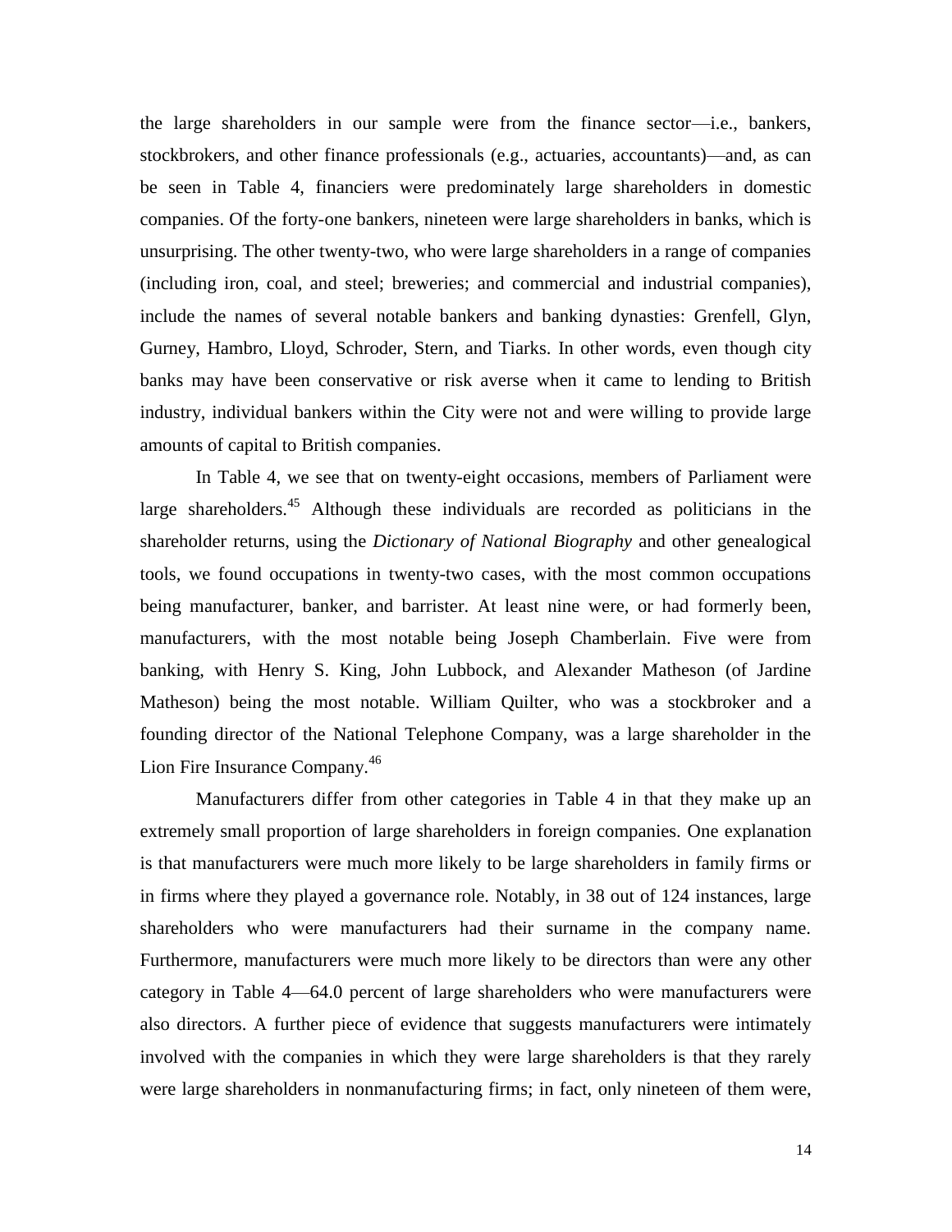the large shareholders in our sample were from the finance sector—i.e., bankers, stockbrokers, and other finance professionals (e.g., actuaries, accountants)—and, as can be seen in Table 4, financiers were predominately large shareholders in domestic companies. Of the forty-one bankers, nineteen were large shareholders in banks, which is unsurprising. The other twenty-two, who were large shareholders in a range of companies (including iron, coal, and steel; breweries; and commercial and industrial companies), include the names of several notable bankers and banking dynasties: Grenfell, Glyn, Gurney, Hambro, Lloyd, Schroder, Stern, and Tiarks. In other words, even though city banks may have been conservative or risk averse when it came to lending to British industry, individual bankers within the City were not and were willing to provide large amounts of capital to British companies.

In Table 4, we see that on twenty-eight occasions, members of Parliament were large shareholders.[45] Although these individuals are recorded as politicians in the shareholder returns, using the *Dictionary of National Biography* and other genealogical tools, we found occupations in twenty-two cases, with the most common occupations being manufacturer, banker, and barrister. At least nine were, or had formerly been, manufacturers, with the most notable being Joseph Chamberlain. Five were from banking, with Henry S. King, John Lubbock, and Alexander Matheson (of Jardine Matheson) being the most notable. William Quilter, who was a stockbroker and a founding director of the National Telephone Company, was a large shareholder in the Lion Fire Insurance Company.[46]

Manufacturers differ from other categories in Table 4 in that they make up an extremely small proportion of large shareholders in foreign companies. One explanation is that manufacturers were much more likely to be large shareholders in family firms or in firms where they played a governance role. Notably, in 38 out of 124 instances, large shareholders who were manufacturers had their surname in the company name. Furthermore, manufacturers were much more likely to be directors than were any other category in Table 4—64.0 percent of large shareholders who were manufacturers were also directors. A further piece of evidence that suggests manufacturers were intimately involved with the companies in which they were large shareholders is that they rarely were large shareholders in nonmanufacturing firms; in fact, only nineteen of them were,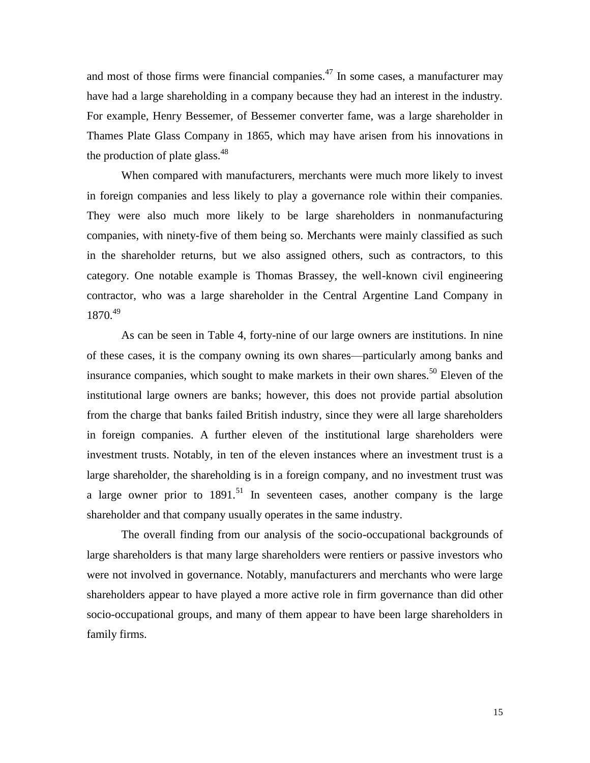and most of those firms were financial companies.[47] In some cases, a manufacturer may have had a large shareholding in a company because they had an interest in the industry. For example, Henry Bessemer, of Bessemer converter fame, was a large shareholder in Thames Plate Glass Company in 1865, which may have arisen from his innovations in the production of plate glass.[48]

When compared with manufacturers, merchants were much more likely to invest in foreign companies and less likely to play a governance role within their companies. They were also much more likely to be large shareholders in nonmanufacturing companies, with ninety-five of them being so. Merchants were mainly classified as such in the shareholder returns, but we also assigned others, such as contractors, to this category. One notable example is Thomas Brassey, the well-known civil engineering contractor, who was a large shareholder in the Central Argentine Land Company in 1870.[49]

As can be seen in Table 4, forty-nine of our large owners are institutions. In nine of these cases, it is the company owning its own shares—particularly among banks and insurance companies, which sought to make markets in their own shares.[50] Eleven of the institutional large owners are banks; however, this does not provide partial absolution from the charge that banks failed British industry, since they were all large shareholders in foreign companies. A further eleven of the institutional large shareholders were investment trusts. Notably, in ten of the eleven instances where an investment trust is a large shareholder, the shareholding is in a foreign company, and no investment trust was a large owner prior to 1891.[51] In seventeen cases, another company is the large shareholder and that company usually operates in the same industry.

The overall finding from our analysis of the socio-occupational backgrounds of large shareholders is that many large shareholders were rentiers or passive investors who were not involved in governance. Notably, manufacturers and merchants who were large shareholders appear to have played a more active role in firm governance than did other socio-occupational groups, and many of them appear to have been large shareholders in family firms.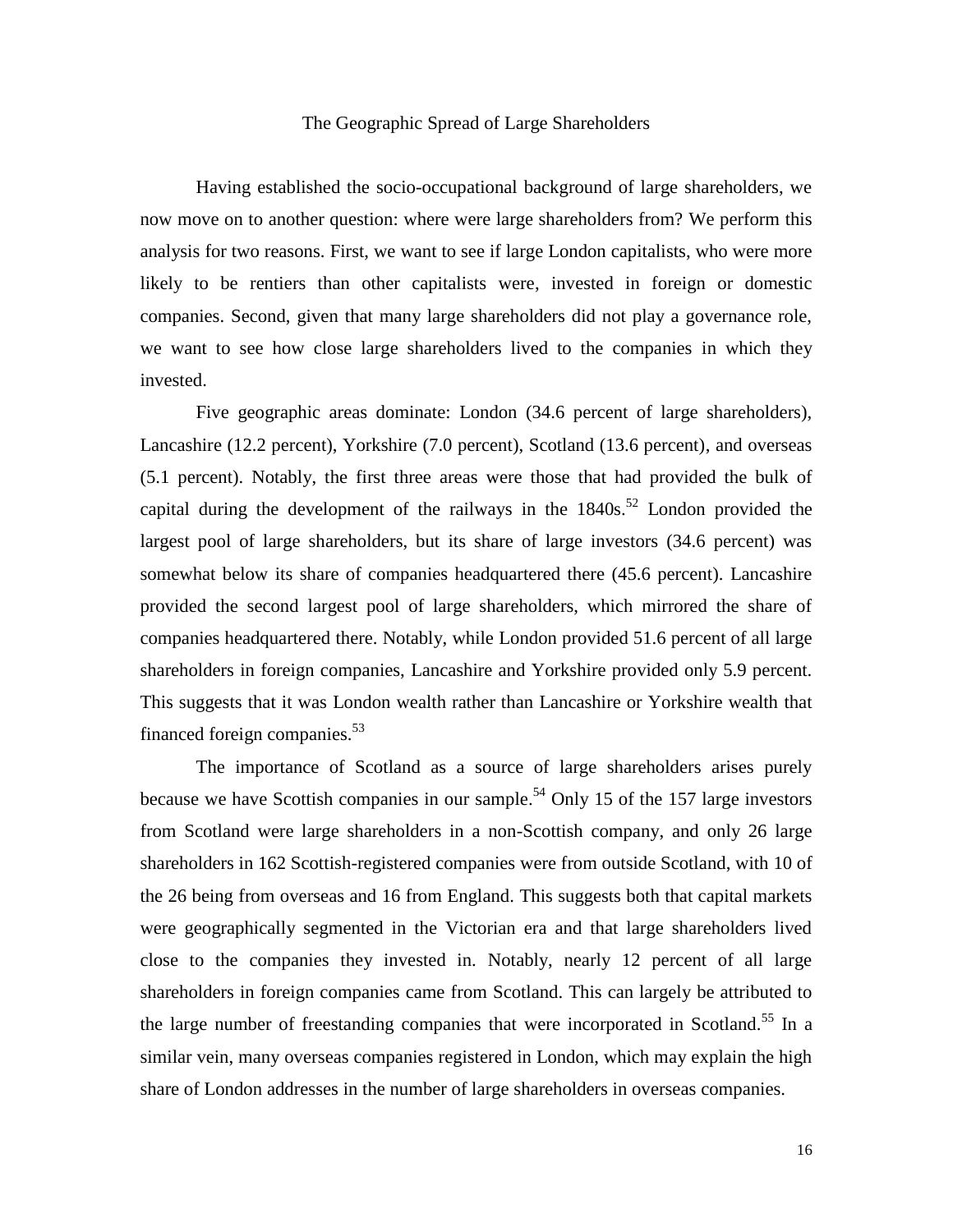## The Geographic Spread of Large Shareholders

Having established the socio-occupational background of large shareholders, we now move on to another question: where were large shareholders from? We perform this analysis for two reasons. First, we want to see if large London capitalists, who were more likely to be rentiers than other capitalists were, invested in foreign or domestic companies. Second, given that many large shareholders did not play a governance role, we want to see how close large shareholders lived to the companies in which they invested.

Five geographic areas dominate: London (34.6 percent of large shareholders), Lancashire (12.2 percent), Yorkshire (7.0 percent), Scotland (13.6 percent), and overseas (5.1 percent). Notably, the first three areas were those that had provided the bulk of capital during the development of the railways in the 1840s.[52] London provided the largest pool of large shareholders, but its share of large investors (34.6 percent) was somewhat below its share of companies headquartered there (45.6 percent). Lancashire provided the second largest pool of large shareholders, which mirrored the share of companies headquartered there. Notably, while London provided 51.6 percent of all large shareholders in foreign companies, Lancashire and Yorkshire provided only 5.9 percent. This suggests that it was London wealth rather than Lancashire or Yorkshire wealth that financed foreign companies.[53]

The importance of Scotland as a source of large shareholders arises purely because we have Scottish companies in our sample.[54] Only 15 of the 157 large investors from Scotland were large shareholders in a non-Scottish company, and only 26 large shareholders in 162 Scottish-registered companies were from outside Scotland, with 10 of the 26 being from overseas and 16 from England. This suggests both that capital markets were geographically segmented in the Victorian era and that large shareholders lived close to the companies they invested in. Notably, nearly 12 percent of all large shareholders in foreign companies came from Scotland. This can largely be attributed to the large number of freestanding companies that were incorporated in Scotland.[55] In a similar vein, many overseas companies registered in London, which may explain the high share of London addresses in the number of large shareholders in overseas companies.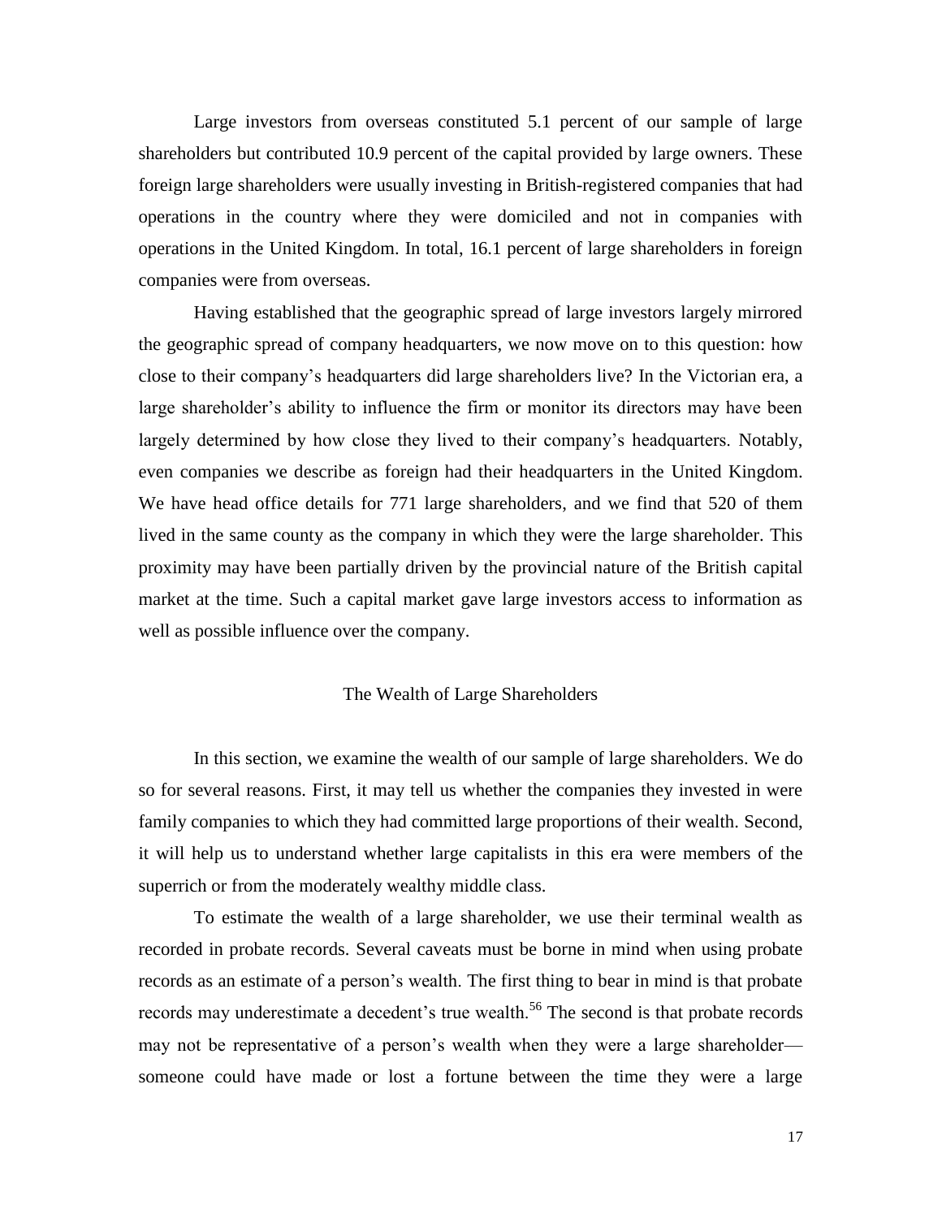Large investors from overseas constituted 5.1 percent of our sample of large shareholders but contributed 10.9 percent of the capital provided by large owners. These foreign large shareholders were usually investing in British-registered companies that had operations in the country where they were domiciled and not in companies with operations in the United Kingdom. In total, 16.1 percent of large shareholders in foreign companies were from overseas.

Having established that the geographic spread of large investors largely mirrored the geographic spread of company headquarters, we now move on to this question: how close to their company's headquarters did large shareholders live? In the Victorian era, a large shareholder's ability to influence the firm or monitor its directors may have been largely determined by how close they lived to their company's headquarters. Notably, even companies we describe as foreign had their headquarters in the United Kingdom. We have head office details for 771 large shareholders, and we find that 520 of them lived in the same county as the company in which they were the large shareholder. This proximity may have been partially driven by the provincial nature of the British capital market at the time. Such a capital market gave large investors access to information as well as possible influence over the company.

## The Wealth of Large Shareholders

In this section, we examine the wealth of our sample of large shareholders. We do so for several reasons. First, it may tell us whether the companies they invested in were family companies to which they had committed large proportions of their wealth. Second, it will help us to understand whether large capitalists in this era were members of the superrich or from the moderately wealthy middle class.

To estimate the wealth of a large shareholder, we use their terminal wealth as recorded in probate records. Several caveats must be borne in mind when using probate records as an estimate of a person's wealth. The first thing to bear in mind is that probate records may underestimate a decedent's true wealth.[56] The second is that probate records may not be representative of a person's wealth when they were a large shareholder—someone could have made or lost a fortune between the time they were a large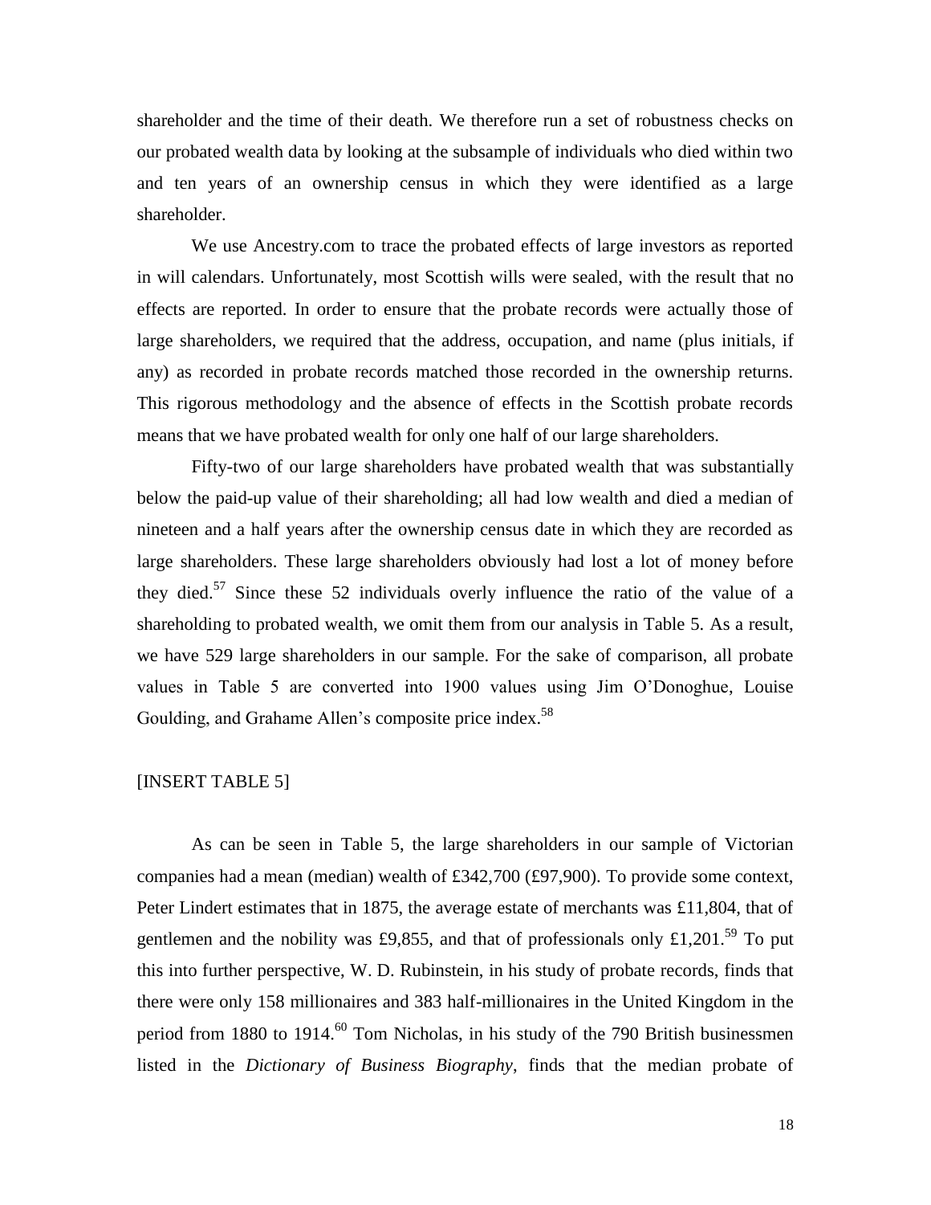shareholder and the time of their death. We therefore run a set of robustness checks on our probated wealth data by looking at the subsample of individuals who died within two and ten years of an ownership census in which they were identified as a large shareholder.

We use Ancestry.com to trace the probated effects of large investors as reported in will calendars. Unfortunately, most Scottish wills were sealed, with the result that no effects are reported. In order to ensure that the probate records were actually those of large shareholders, we required that the address, occupation, and name (plus initials, if any) as recorded in probate records matched those recorded in the ownership returns. This rigorous methodology and the absence of effects in the Scottish probate records means that we have probated wealth for only one half of our large shareholders.

Fifty-two of our large shareholders have probated wealth that was substantially below the paid-up value of their shareholding; all had low wealth and died a median of nineteen and a half years after the ownership census date in which they are recorded as large shareholders. These large shareholders obviously had lost a lot of money before they died.[57] Since these 52 individuals overly influence the ratio of the value of a shareholding to probated wealth, we omit them from our analysis in Table 5. As a result, we have 529 large shareholders in our sample. For the sake of comparison, all probate values in Table 5 are converted into 1900 values using Jim O'Donoghue, Louise Goulding, and Grahame Allen's composite price index.[58]

[INSERT TABLE 5]

As can be seen in Table 5, the large shareholders in our sample of Victorian companies had a mean (median) wealth of £342,700 (£97,900). To provide some context, Peter Lindert estimates that in 1875, the average estate of merchants was £11,804, that of gentlemen and the nobility was £9,855, and that of professionals only £1,201.[59] To put this into further perspective, W. D. Rubinstein, in his study of probate records, finds that there were only 158 millionaires and 383 half-millionaires in the United Kingdom in the period from 1880 to 1914.[60] Tom Nicholas, in his study of the 790 British businessmen listed in the *Dictionary of Business Biography*, finds that the median probate of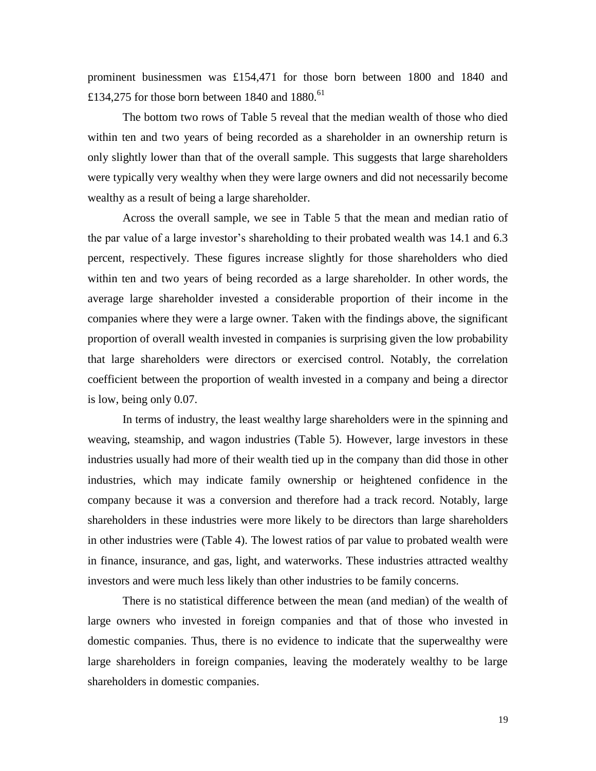prominent businessmen was £154,471 for those born between 1800 and 1840 and £134,275 for those born between 1840 and 1880.[61]

The bottom two rows of Table 5 reveal that the median wealth of those who died within ten and two years of being recorded as a shareholder in an ownership return is only slightly lower than that of the overall sample. This suggests that large shareholders were typically very wealthy when they were large owners and did not necessarily become wealthy as a result of being a large shareholder.

Across the overall sample, we see in Table 5 that the mean and median ratio of the par value of a large investor's shareholding to their probated wealth was 14.1 and 6.3 percent, respectively. These figures increase slightly for those shareholders who died within ten and two years of being recorded as a large shareholder. In other words, the average large shareholder invested a considerable proportion of their income in the companies where they were a large owner. Taken with the findings above, the significant proportion of overall wealth invested in companies is surprising given the low probability that large shareholders were directors or exercised control. Notably, the correlation coefficient between the proportion of wealth invested in a company and being a director is low, being only 0.07.

In terms of industry, the least wealthy large shareholders were in the spinning and weaving, steamship, and wagon industries (Table 5). However, large investors in these industries usually had more of their wealth tied up in the company than did those in other industries, which may indicate family ownership or heightened confidence in the company because it was a conversion and therefore had a track record. Notably, large shareholders in these industries were more likely to be directors than large shareholders in other industries were (Table 4). The lowest ratios of par value to probated wealth were in finance, insurance, and gas, light, and waterworks. These industries attracted wealthy investors and were much less likely than other industries to be family concerns.

There is no statistical difference between the mean (and median) of the wealth of large owners who invested in foreign companies and that of those who invested in domestic companies. Thus, there is no evidence to indicate that the superwealthy were large shareholders in foreign companies, leaving the moderately wealthy to be large shareholders in domestic companies.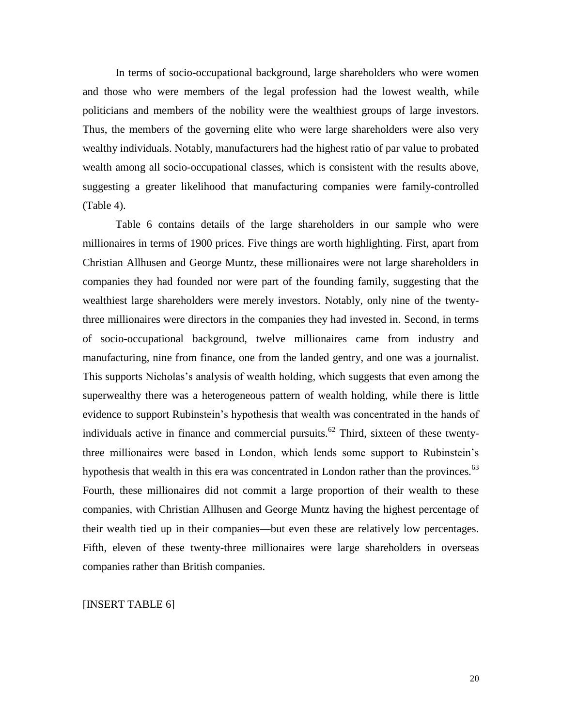In terms of socio-occupational background, large shareholders who were women and those who were members of the legal profession had the lowest wealth, while politicians and members of the nobility were the wealthiest groups of large investors. Thus, the members of the governing elite who were large shareholders were also very wealthy individuals. Notably, manufacturers had the highest ratio of par value to probated wealth among all socio-occupational classes, which is consistent with the results above, suggesting a greater likelihood that manufacturing companies were family-controlled (Table 4).

Table 6 contains details of the large shareholders in our sample who were millionaires in terms of 1900 prices. Five things are worth highlighting. First, apart from Christian Allhusen and George Muntz, these millionaires were not large shareholders in companies they had founded nor were part of the founding family, suggesting that the wealthiest large shareholders were merely investors. Notably, only nine of the twenty-three millionaires were directors in the companies they had invested in. Second, in terms of socio-occupational background, twelve millionaires came from industry and manufacturing, nine from finance, one from the landed gentry, and one was a journalist. This supports Nicholas's analysis of wealth holding, which suggests that even among the superwealthy there was a heterogeneous pattern of wealth holding, while there is little evidence to support Rubinstein's hypothesis that wealth was concentrated in the hands of individuals active in finance and commercial pursuits.[62] Third, sixteen of these twenty-three millionaires were based in London, which lends some support to Rubinstein's hypothesis that wealth in this era was concentrated in London rather than the provinces.[63] Fourth, these millionaires did not commit a large proportion of their wealth to these companies, with Christian Allhusen and George Muntz having the highest percentage of their wealth tied up in their companies—but even these are relatively low percentages. Fifth, eleven of these twenty-three millionaires were large shareholders in overseas companies rather than British companies.

[INSERT TABLE 6]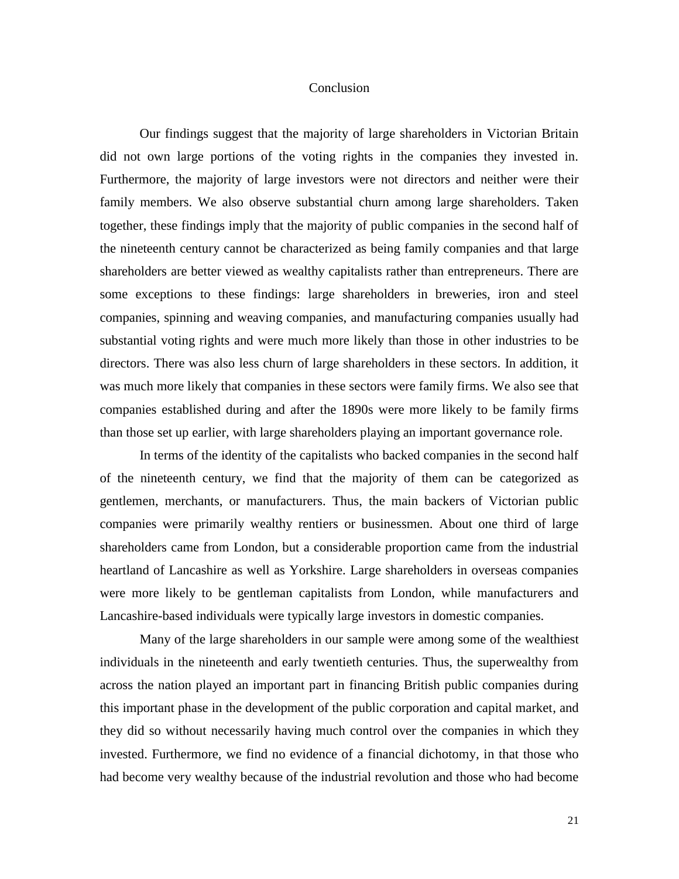## Conclusion

Our findings suggest that the majority of large shareholders in Victorian Britain did not own large portions of the voting rights in the companies they invested in. Furthermore, the majority of large investors were not directors and neither were their family members. We also observe substantial churn among large shareholders. Taken together, these findings imply that the majority of public companies in the second half of the nineteenth century cannot be characterized as being family companies and that large shareholders are better viewed as wealthy capitalists rather than entrepreneurs. There are some exceptions to these findings: large shareholders in breweries, iron and steel companies, spinning and weaving companies, and manufacturing companies usually had substantial voting rights and were much more likely than those in other industries to be directors. There was also less churn of large shareholders in these sectors. In addition, it was much more likely that companies in these sectors were family firms. We also see that companies established during and after the 1890s were more likely to be family firms than those set up earlier, with large shareholders playing an important governance role.

In terms of the identity of the capitalists who backed companies in the second half of the nineteenth century, we find that the majority of them can be categorized as gentlemen, merchants, or manufacturers. Thus, the main backers of Victorian public companies were primarily wealthy rentiers or businessmen. About one third of large shareholders came from London, but a considerable proportion came from the industrial heartland of Lancashire as well as Yorkshire. Large shareholders in overseas companies were more likely to be gentleman capitalists from London, while manufacturers and Lancashire-based individuals were typically large investors in domestic companies.

Many of the large shareholders in our sample were among some of the wealthiest individuals in the nineteenth and early twentieth centuries. Thus, the superwealthy from across the nation played an important part in financing British public companies during this important phase in the development of the public corporation and capital market, and they did so without necessarily having much control over the companies in which they invested. Furthermore, we find no evidence of a financial dichotomy, in that those who had become very wealthy because of the industrial revolution and those who had become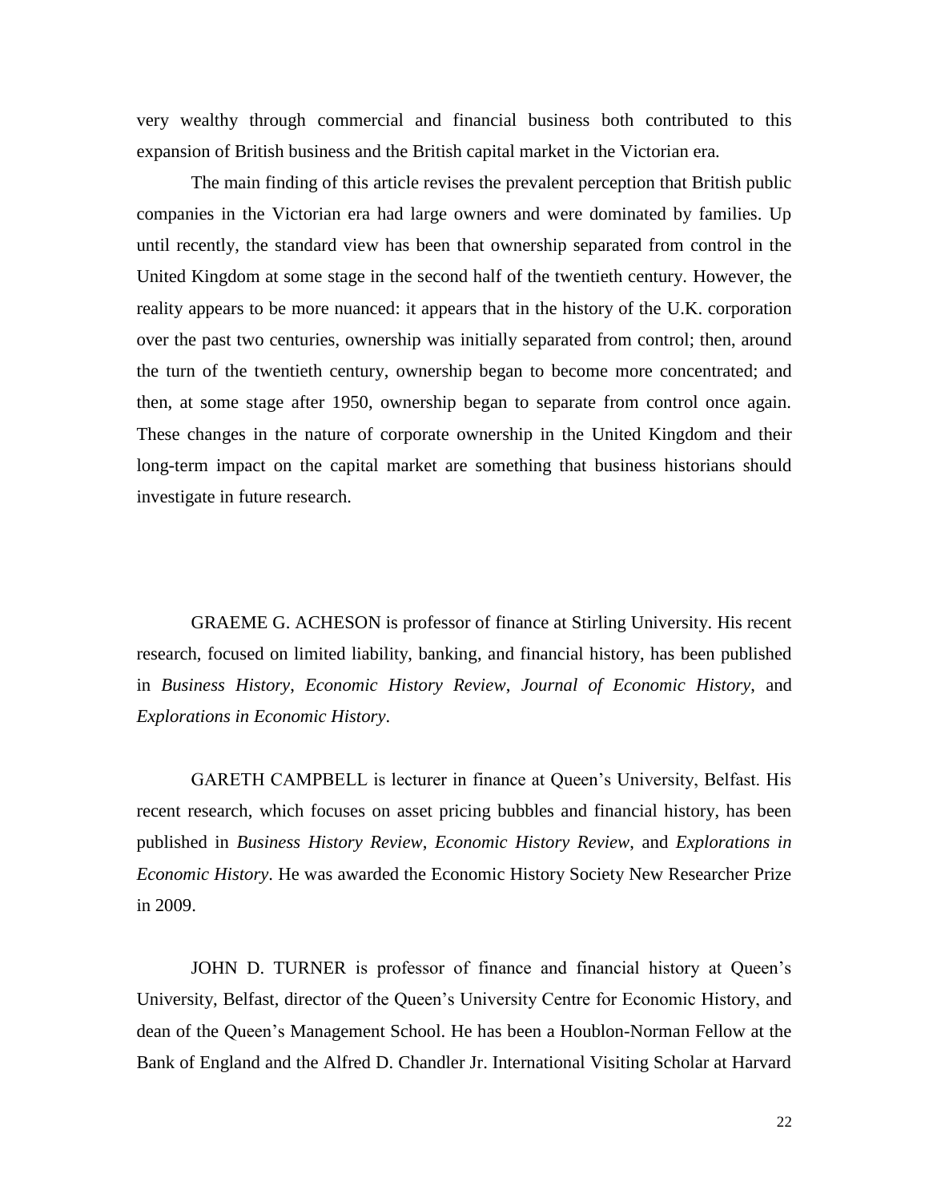very wealthy through commercial and financial business both contributed to this expansion of British business and the British capital market in the Victorian era.

The main finding of this article revises the prevalent perception that British public companies in the Victorian era had large owners and were dominated by families. Up until recently, the standard view has been that ownership separated from control in the United Kingdom at some stage in the second half of the twentieth century. However, the reality appears to be more nuanced: it appears that in the history of the U.K. corporation over the past two centuries, ownership was initially separated from control; then, around the turn of the twentieth century, ownership began to become more concentrated; and then, at some stage after 1950, ownership began to separate from control once again. These changes in the nature of corporate ownership in the United Kingdom and their long-term impact on the capital market are something that business historians should investigate in future research.

GRAEME G. ACHESON is professor of finance at Stirling University. His recent research, focused on limited liability, banking, and financial history, has been published in *Business History*, *Economic History Review*, *Journal of Economic History*, and *Explorations in Economic History*.

GARETH CAMPBELL is lecturer in finance at Queen's University, Belfast. His recent research, which focuses on asset pricing bubbles and financial history, has been published in *Business History Review*, *Economic History Review*, and *Explorations in Economic History*. He was awarded the Economic History Society New Researcher Prize in 2009.

JOHN D. TURNER is professor of finance and financial history at Queen's University, Belfast, director of the Queen's University Centre for Economic History, and dean of the Queen's Management School. He has been a Houblon-Norman Fellow at the Bank of England and the Alfred D. Chandler Jr. International Visiting Scholar at Harvard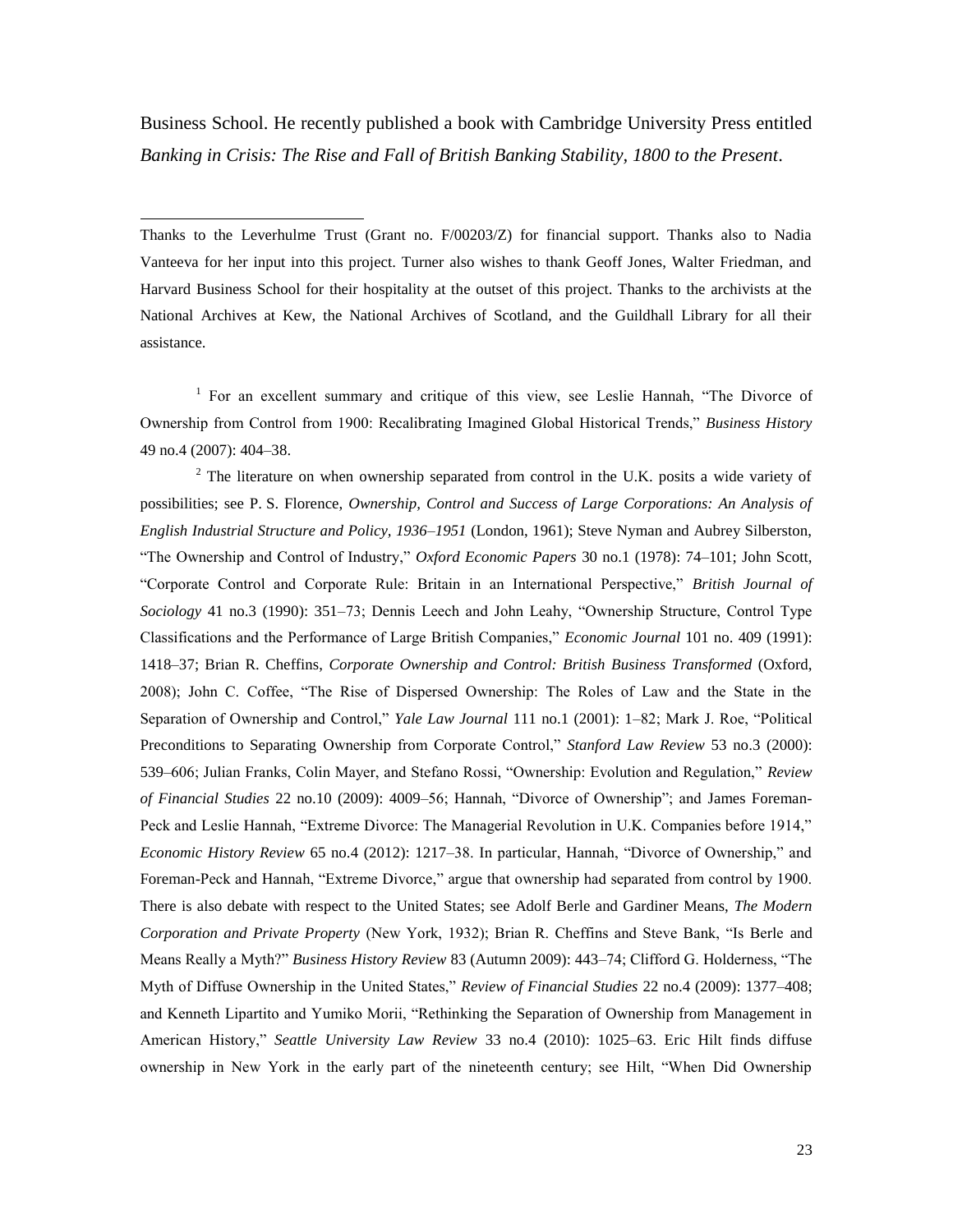Business School. He recently published a book with Cambridge University Press entitled *Banking in Crisis: The Rise and Fall of British Banking Stability, 1800 to the Present*.

---

Thanks to the Leverhulme Trust (Grant no. F/00203/Z) for financial support. Thanks also to Nadia Vanteeva for her input into this project. Turner also wishes to thank Geoff Jones, Walter Friedman, and Harvard Business School for their hospitality at the outset of this project. Thanks to the archivists at the National Archives at Kew, the National Archives of Scotland, and the Guildhall Library for all their assistance.

[1] For an excellent summary and critique of this view, see Leslie Hannah, "The Divorce of Ownership from Control from 1900: Recalibrating Imagined Global Historical Trends," *Business History* 49 no.4 (2007): 404–38.

[2] The literature on when ownership separated from control in the U.K. posits a wide variety of possibilities; see P. S. Florence, *Ownership, Control and Success of Large Corporations: An Analysis of English Industrial Structure and Policy, 1936–1951* (London, 1961); Steve Nyman and Aubrey Silberston, "The Ownership and Control of Industry," *Oxford Economic Papers* 30 no.1 (1978): 74–101; John Scott, "Corporate Control and Corporate Rule: Britain in an International Perspective," *British Journal of Sociology* 41 no.3 (1990): 351–73; Dennis Leech and John Leahy, "Ownership Structure, Control Type Classifications and the Performance of Large British Companies," *Economic Journal* 101 no. 409 (1991): 1418–37; Brian R. Cheffins, *Corporate Ownership and Control: British Business Transformed* (Oxford, 2008); John C. Coffee, "The Rise of Dispersed Ownership: The Roles of Law and the State in the Separation of Ownership and Control," *Yale Law Journal* 111 no.1 (2001): 1–82; Mark J. Roe, "Political Preconditions to Separating Ownership from Corporate Control," *Stanford Law Review* 53 no.3 (2000): 539–606; Julian Franks, Colin Mayer, and Stefano Rossi, "Ownership: Evolution and Regulation," *Review of Financial Studies* 22 no.10 (2009): 4009–56; Hannah, "Divorce of Ownership"; and James Foreman-Peck and Leslie Hannah, "Extreme Divorce: The Managerial Revolution in U.K. Companies before 1914," *Economic History Review* 65 no.4 (2012): 1217–38. In particular, Hannah, "Divorce of Ownership," and Foreman-Peck and Hannah, "Extreme Divorce," argue that ownership had separated from control by 1900. There is also debate with respect to the United States; see Adolf Berle and Gardiner Means, *The Modern Corporation and Private Property* (New York, 1932); Brian R. Cheffins and Steve Bank, "Is Berle and Means Really a Myth?" *Business History Review* 83 (Autumn 2009): 443–74; Clifford G. Holderness, "The Myth of Diffuse Ownership in the United States," *Review of Financial Studies* 22 no.4 (2009): 1377–408; and Kenneth Lipartito and Yumiko Morii, "Rethinking the Separation of Ownership from Management in American History," *Seattle University Law Review* 33 no.4 (2010): 1025–63. Eric Hilt finds diffuse ownership in New York in the early part of the nineteenth century; see Hilt, "When Did Ownership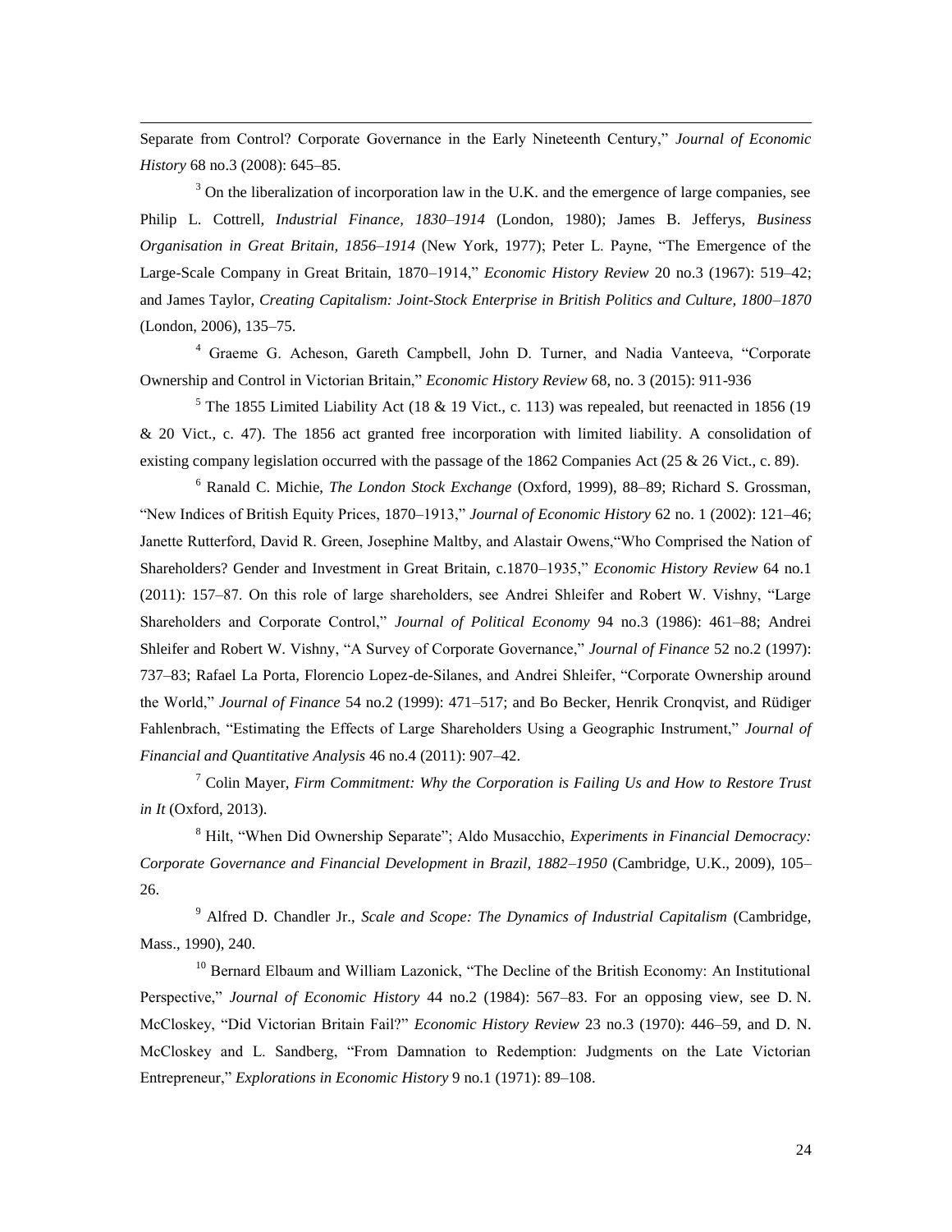Separate from Control? Corporate Governance in the Early Nineteenth Century," *Journal of Economic History* 68 no.3 (2008): 645–85.

[3] On the liberalization of incorporation law in the U.K. and the emergence of large companies, see Philip L. Cottrell, *Industrial Finance, 1830–1914* (London, 1980); James B. Jefferys, *Business Organisation in Great Britain, 1856–1914* (New York, 1977); Peter L. Payne, "The Emergence of the Large-Scale Company in Great Britain, 1870–1914," *Economic History Review* 20 no.3 (1967): 519–42; and James Taylor, *Creating Capitalism: Joint-Stock Enterprise in British Politics and Culture, 1800–1870* (London, 2006), 135–75.

[4] Graeme G. Acheson, Gareth Campbell, John D. Turner, and Nadia Vanteeva, "Corporate Ownership and Control in Victorian Britain," *Economic History Review* 68, no. 3 (2015): 911-936

[5] The 1855 Limited Liability Act (18 & 19 Vict., c. 113) was repealed, but reenacted in 1856 (19 & 20 Vict., c. 47). The 1856 act granted free incorporation with limited liability. A consolidation of existing company legislation occurred with the passage of the 1862 Companies Act (25 & 26 Vict., c. 89).

[6] Ranald C. Michie, *The London Stock Exchange* (Oxford, 1999), 88–89; Richard S. Grossman, "New Indices of British Equity Prices, 1870–1913," *Journal of Economic History* 62 no. 1 (2002): 121–46; Janette Rutterford, David R. Green, Josephine Maltby, and Alastair Owens,"Who Comprised the Nation of Shareholders? Gender and Investment in Great Britain, c.1870–1935," *Economic History Review* 64 no.1 (2011): 157–87. On this role of large shareholders, see Andrei Shleifer and Robert W. Vishny, "Large Shareholders and Corporate Control," *Journal of Political Economy* 94 no.3 (1986): 461–88; Andrei Shleifer and Robert W. Vishny, "A Survey of Corporate Governance," *Journal of Finance* 52 no.2 (1997): 737–83; Rafael La Porta, Florencio Lopez-de-Silanes, and Andrei Shleifer, "Corporate Ownership around the World," *Journal of Finance* 54 no.2 (1999): 471–517; and Bo Becker, Henrik Cronqvist, and Rüdiger Fahlenbrach, "Estimating the Effects of Large Shareholders Using a Geographic Instrument," *Journal of Financial and Quantitative Analysis* 46 no.4 (2011): 907–42.

[7] Colin Mayer, *Firm Commitment: Why the Corporation is Failing Us and How to Restore Trust in It* (Oxford, 2013).

[8] Hilt, "When Did Ownership Separate"; Aldo Musacchio, *Experiments in Financial Democracy: Corporate Governance and Financial Development in Brazil, 1882–1950* (Cambridge, U.K., 2009), 105–26.

[9] Alfred D. Chandler Jr., *Scale and Scope: The Dynamics of Industrial Capitalism* (Cambridge, Mass., 1990), 240.

[10] Bernard Elbaum and William Lazonick, "The Decline of the British Economy: An Institutional Perspective," *Journal of Economic History* 44 no.2 (1984): 567–83. For an opposing view, see D. N. McCloskey, "Did Victorian Britain Fail?" *Economic History Review* 23 no.3 (1970): 446–59, and D. N. McCloskey and L. Sandberg, "From Damnation to Redemption: Judgments on the Late Victorian Entrepreneur," *Explorations in Economic History* 9 no.1 (1971): 89–108.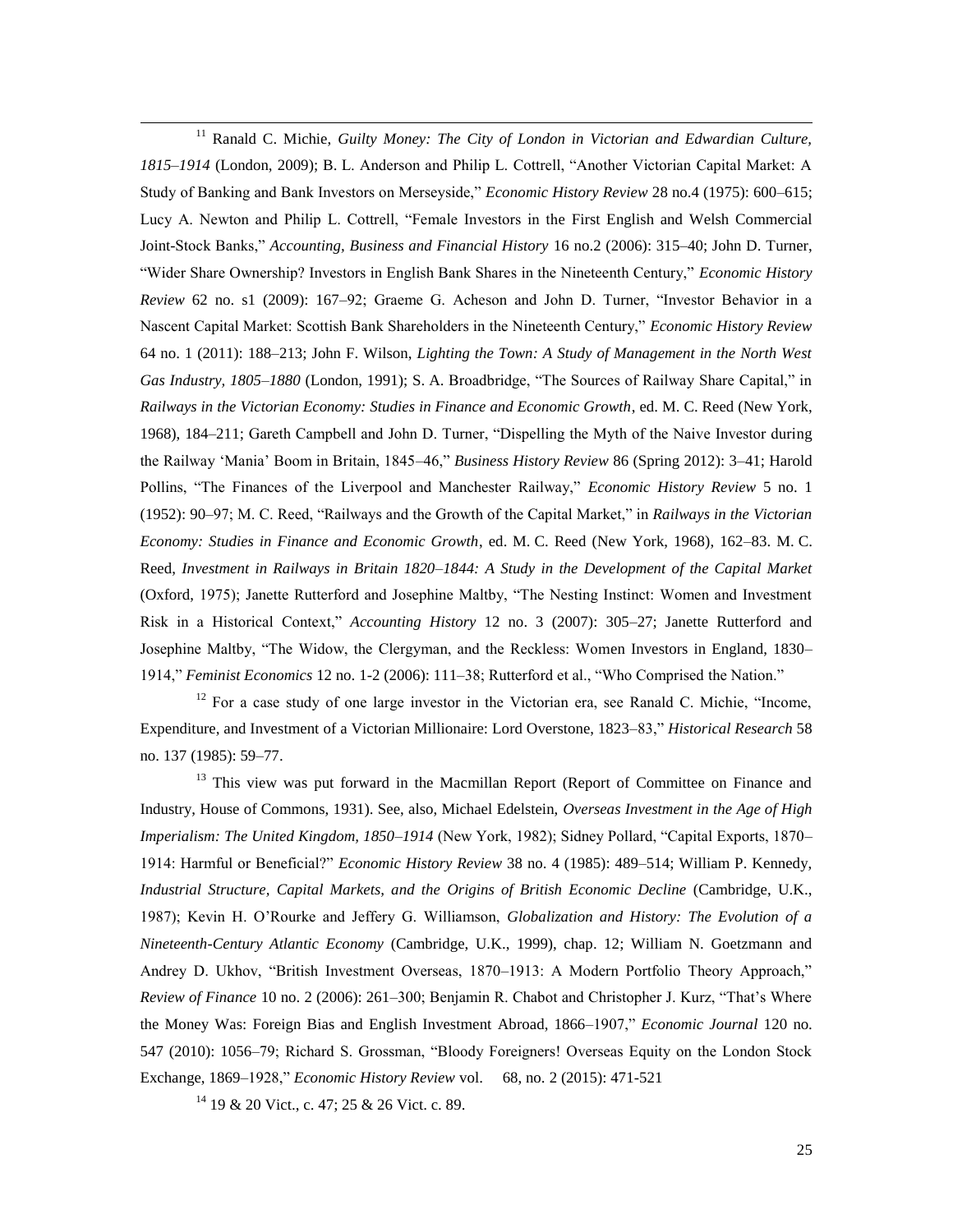[11] Ranald C. Michie, *Guilty Money: The City of London in Victorian and Edwardian Culture, 1815–1914* (London, 2009); B. L. Anderson and Philip L. Cottrell, "Another Victorian Capital Market: A Study of Banking and Bank Investors on Merseyside," *Economic History Review* 28 no.4 (1975): 600–615; Lucy A. Newton and Philip L. Cottrell, "Female Investors in the First English and Welsh Commercial Joint-Stock Banks," *Accounting, Business and Financial History* 16 no.2 (2006): 315–40; John D. Turner, "Wider Share Ownership? Investors in English Bank Shares in the Nineteenth Century," *Economic History Review* 62 no. s1 (2009): 167–92; Graeme G. Acheson and John D. Turner, "Investor Behavior in a Nascent Capital Market: Scottish Bank Shareholders in the Nineteenth Century," *Economic History Review* 64 no. 1 (2011): 188–213; John F. Wilson, *Lighting the Town: A Study of Management in the North West Gas Industry, 1805–1880* (London, 1991); S. A. Broadbridge, "The Sources of Railway Share Capital," in *Railways in the Victorian Economy: Studies in Finance and Economic Growth*, ed. M. C. Reed (New York, 1968), 184–211; Gareth Campbell and John D. Turner, "Dispelling the Myth of the Naive Investor during the Railway 'Mania' Boom in Britain, 1845–46," *Business History Review* 86 (Spring 2012): 3–41; Harold Pollins, "The Finances of the Liverpool and Manchester Railway," *Economic History Review* 5 no. 1 (1952): 90–97; M. C. Reed, "Railways and the Growth of the Capital Market," in *Railways in the Victorian Economy: Studies in Finance and Economic Growth*, ed. M. C. Reed (New York, 1968), 162–83. M. C. Reed, *Investment in Railways in Britain 1820–1844: A Study in the Development of the Capital Market* (Oxford, 1975); Janette Rutterford and Josephine Maltby, "The Nesting Instinct: Women and Investment Risk in a Historical Context," *Accounting History* 12 no. 3 (2007): 305–27; Janette Rutterford and Josephine Maltby, "The Widow, the Clergyman, and the Reckless: Women Investors in England, 1830–1914," *Feminist Economics* 12 no. 1-2 (2006): 111–38; Rutterford et al., "Who Comprised the Nation."

[12] For a case study of one large investor in the Victorian era, see Ranald C. Michie, "Income, Expenditure, and Investment of a Victorian Millionaire: Lord Overstone, 1823–83," *Historical Research* 58 no. 137 (1985): 59–77.

[13] This view was put forward in the Macmillan Report (Report of Committee on Finance and Industry, House of Commons, 1931). See, also, Michael Edelstein, *Overseas Investment in the Age of High Imperialism: The United Kingdom, 1850–1914* (New York, 1982); Sidney Pollard, "Capital Exports, 1870–1914: Harmful or Beneficial?" *Economic History Review* 38 no. 4 (1985): 489–514; William P. Kennedy, *Industrial Structure, Capital Markets, and the Origins of British Economic Decline* (Cambridge, U.K., 1987); Kevin H. O'Rourke and Jeffery G. Williamson, *Globalization and History: The Evolution of a Nineteenth-Century Atlantic Economy* (Cambridge, U.K., 1999), chap. 12; William N. Goetzmann and Andrey D. Ukhov, "British Investment Overseas, 1870–1913: A Modern Portfolio Theory Approach," *Review of Finance* 10 no. 2 (2006): 261–300; Benjamin R. Chabot and Christopher J. Kurz, "That's Where the Money Was: Foreign Bias and English Investment Abroad, 1866–1907," *Economic Journal* 120 no. 547 (2010): 1056–79; Richard S. Grossman, "Bloody Foreigners! Overseas Equity on the London Stock Exchange, 1869–1928," *Economic History Review* vol. 68, no. 2 (2015): 471-521

[14] 19 & 20 Vict., c. 47; 25 & 26 Vict. c. 89.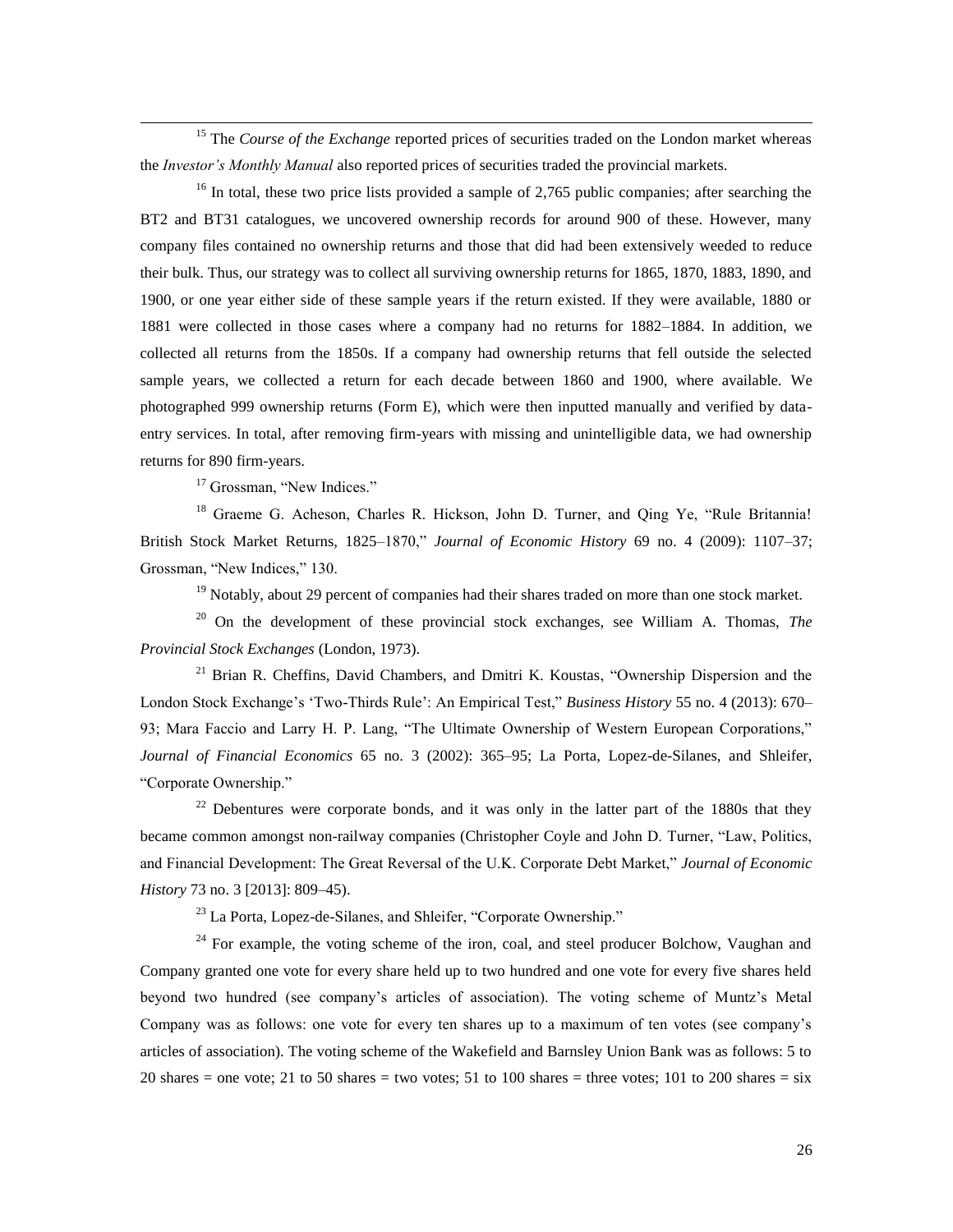[15] The *Course of the Exchange* reported prices of securities traded on the London market whereas the *Investor's Monthly Manual* also reported prices of securities traded the provincial markets.

[16] In total, these two price lists provided a sample of 2,765 public companies; after searching the BT2 and BT31 catalogues, we uncovered ownership records for around 900 of these. However, many company files contained no ownership returns and those that did had been extensively weeded to reduce their bulk. Thus, our strategy was to collect all surviving ownership returns for 1865, 1870, 1883, 1890, and 1900, or one year either side of these sample years if the return existed. If they were available, 1880 or 1881 were collected in those cases where a company had no returns for 1882–1884. In addition, we collected all returns from the 1850s. If a company had ownership returns that fell outside the selected sample years, we collected a return for each decade between 1860 and 1900, where available. We photographed 999 ownership returns (Form E), which were then inputted manually and verified by data-entry services. In total, after removing firm-years with missing and unintelligible data, we had ownership returns for 890 firm-years.

[17] Grossman, "New Indices."

[18] Graeme G. Acheson, Charles R. Hickson, John D. Turner, and Qing Ye, "Rule Britannia! British Stock Market Returns, 1825–1870," *Journal of Economic History* 69 no. 4 (2009): 1107–37; Grossman, "New Indices," 130.

[19] Notably, about 29 percent of companies had their shares traded on more than one stock market.

[20] On the development of these provincial stock exchanges, see William A. Thomas, *The Provincial Stock Exchanges* (London, 1973).

[21] Brian R. Cheffins, David Chambers, and Dmitri K. Koustas, "Ownership Dispersion and the London Stock Exchange's 'Two-Thirds Rule': An Empirical Test," *Business History* 55 no. 4 (2013): 670–93; Mara Faccio and Larry H. P. Lang, "The Ultimate Ownership of Western European Corporations," *Journal of Financial Economics* 65 no. 3 (2002): 365–95; La Porta, Lopez-de-Silanes, and Shleifer, "Corporate Ownership."

[22] Debentures were corporate bonds, and it was only in the latter part of the 1880s that they became common amongst non-railway companies (Christopher Coyle and John D. Turner, "Law, Politics, and Financial Development: The Great Reversal of the U.K. Corporate Debt Market," *Journal of Economic History* 73 no. 3 [2013]: 809–45).

[23] La Porta, Lopez-de-Silanes, and Shleifer, "Corporate Ownership."

[24] For example, the voting scheme of the iron, coal, and steel producer Bolchow, Vaughan and Company granted one vote for every share held up to two hundred and one vote for every five shares held beyond two hundred (see company's articles of association). The voting scheme of Muntz's Metal Company was as follows: one vote for every ten shares up to a maximum of ten votes (see company's articles of association). The voting scheme of the Wakefield and Barnsley Union Bank was as follows: 5 to 20 shares = one vote; 21 to 50 shares = two votes; 51 to 100 shares = three votes; 101 to 200 shares = six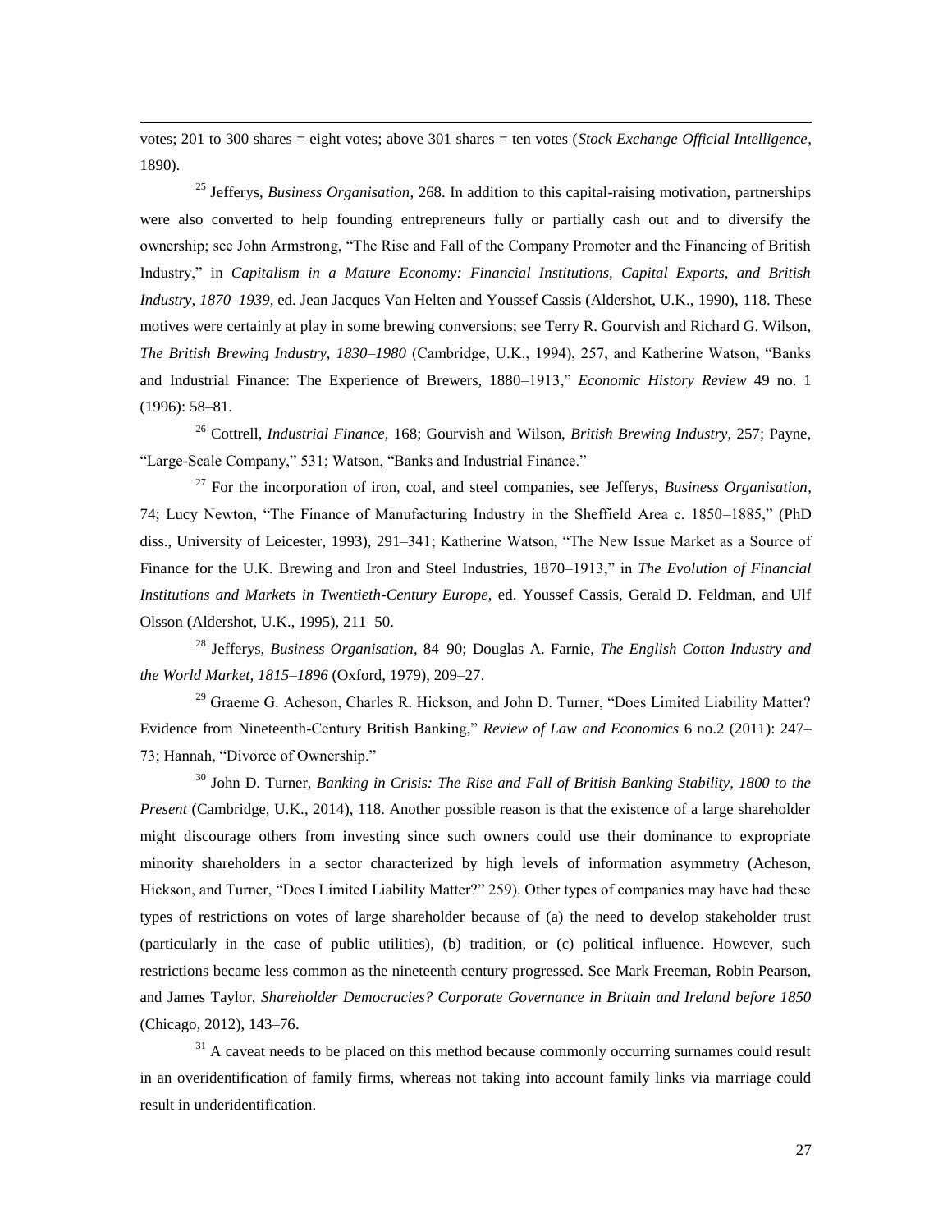votes; 201 to 300 shares = eight votes; above 301 shares = ten votes (*Stock Exchange Official Intelligence*, 1890).

[25] Jefferys, *Business Organisation*, 268. In addition to this capital-raising motivation, partnerships were also converted to help founding entrepreneurs fully or partially cash out and to diversify the ownership; see John Armstrong, "The Rise and Fall of the Company Promoter and the Financing of British Industry," in *Capitalism in a Mature Economy: Financial Institutions, Capital Exports, and British Industry, 1870–1939*, ed. Jean Jacques Van Helten and Youssef Cassis (Aldershot, U.K., 1990), 118. These motives were certainly at play in some brewing conversions; see Terry R. Gourvish and Richard G. Wilson, *The British Brewing Industry, 1830–1980* (Cambridge, U.K., 1994), 257, and Katherine Watson, "Banks and Industrial Finance: The Experience of Brewers, 1880–1913," *Economic History Review* 49 no. 1 (1996): 58–81.

[26] Cottrell, *Industrial Finance*, 168; Gourvish and Wilson, *British Brewing Industry*, 257; Payne, "Large-Scale Company," 531; Watson, "Banks and Industrial Finance."

[27] For the incorporation of iron, coal, and steel companies, see Jefferys, *Business Organisation*, 74; Lucy Newton, "The Finance of Manufacturing Industry in the Sheffield Area c. 1850–1885," (PhD diss., University of Leicester, 1993), 291–341; Katherine Watson, "The New Issue Market as a Source of Finance for the U.K. Brewing and Iron and Steel Industries, 1870–1913," in *The Evolution of Financial Institutions and Markets in Twentieth-Century Europe*, ed. Youssef Cassis, Gerald D. Feldman, and Ulf Olsson (Aldershot, U.K., 1995), 211–50.

[28] Jefferys, *Business Organisation*, 84–90; Douglas A. Farnie, *The English Cotton Industry and the World Market, 1815–1896* (Oxford, 1979), 209–27.

[29] Graeme G. Acheson, Charles R. Hickson, and John D. Turner, "Does Limited Liability Matter? Evidence from Nineteenth-Century British Banking," *Review of Law and Economics* 6 no.2 (2011): 247–73; Hannah, "Divorce of Ownership."

[30] John D. Turner, *Banking in Crisis: The Rise and Fall of British Banking Stability, 1800 to the Present* (Cambridge, U.K., 2014), 118. Another possible reason is that the existence of a large shareholder might discourage others from investing since such owners could use their dominance to expropriate minority shareholders in a sector characterized by high levels of information asymmetry (Acheson, Hickson, and Turner, "Does Limited Liability Matter?" 259). Other types of companies may have had these types of restrictions on votes of large shareholder because of (a) the need to develop stakeholder trust (particularly in the case of public utilities), (b) tradition, or (c) political influence. However, such restrictions became less common as the nineteenth century progressed. See Mark Freeman, Robin Pearson, and James Taylor, *Shareholder Democracies? Corporate Governance in Britain and Ireland before 1850* (Chicago, 2012), 143–76.

[31] A caveat needs to be placed on this method because commonly occurring surnames could result in an overidentification of family firms, whereas not taking into account family links via marriage could result in underidentification.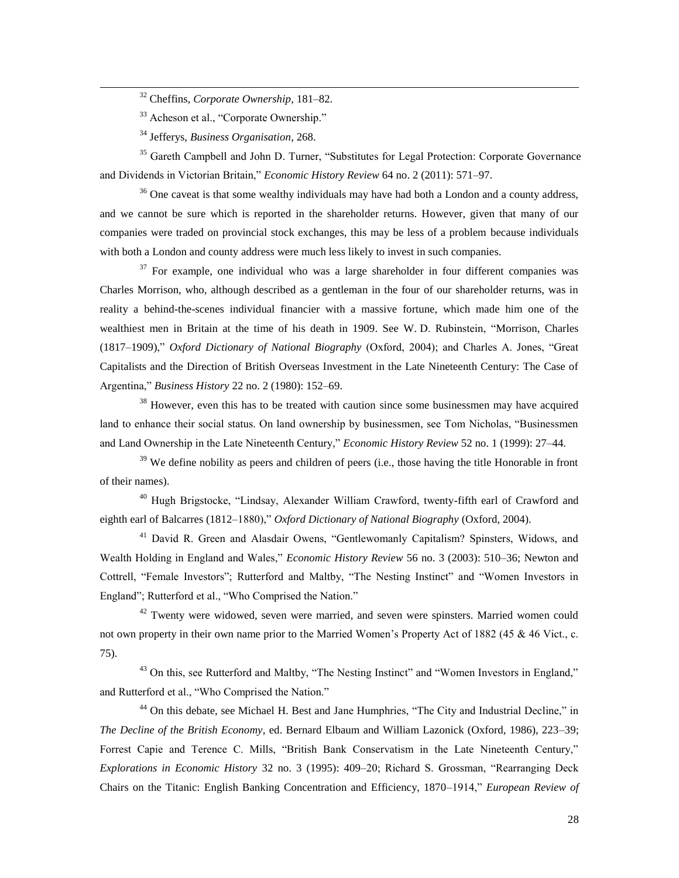[32] Cheffins, *Corporate Ownership*, 181–82.

[33] Acheson et al., "Corporate Ownership."

[34] Jefferys, *Business Organisation*, 268.

[35] Gareth Campbell and John D. Turner, "Substitutes for Legal Protection: Corporate Governance and Dividends in Victorian Britain," *Economic History Review* 64 no. 2 (2011): 571–97.

[36] One caveat is that some wealthy individuals may have had both a London and a county address, and we cannot be sure which is reported in the shareholder returns. However, given that many of our companies were traded on provincial stock exchanges, this may be less of a problem because individuals with both a London and county address were much less likely to invest in such companies.

[37] For example, one individual who was a large shareholder in four different companies was Charles Morrison, who, although described as a gentleman in the four of our shareholder returns, was in reality a behind-the-scenes individual financier with a massive fortune, which made him one of the wealthiest men in Britain at the time of his death in 1909. See W. D. Rubinstein, "Morrison, Charles (1817–1909)," *Oxford Dictionary of National Biography* (Oxford, 2004); and Charles A. Jones, "Great Capitalists and the Direction of British Overseas Investment in the Late Nineteenth Century: The Case of Argentina," *Business History* 22 no. 2 (1980): 152–69.

[38] However, even this has to be treated with caution since some businessmen may have acquired land to enhance their social status. On land ownership by businessmen, see Tom Nicholas, "Businessmen and Land Ownership in the Late Nineteenth Century," *Economic History Review* 52 no. 1 (1999): 27–44.

[39] We define nobility as peers and children of peers (i.e., those having the title Honorable in front of their names).

[40] Hugh Brigstocke, "Lindsay, Alexander William Crawford, twenty-fifth earl of Crawford and eighth earl of Balcarres (1812–1880)," *Oxford Dictionary of National Biography* (Oxford, 2004).

[41] David R. Green and Alasdair Owens, "Gentlewomanly Capitalism? Spinsters, Widows, and Wealth Holding in England and Wales," *Economic History Review* 56 no. 3 (2003): 510–36; Newton and Cottrell, "Female Investors"; Rutterford and Maltby, "The Nesting Instinct" and "Women Investors in England"; Rutterford et al., "Who Comprised the Nation."

[42] Twenty were widowed, seven were married, and seven were spinsters. Married women could not own property in their own name prior to the Married Women's Property Act of 1882 (45 & 46 Vict., c. 75).

[43] On this, see Rutterford and Maltby, "The Nesting Instinct" and "Women Investors in England," and Rutterford et al., "Who Comprised the Nation."

[44] On this debate, see Michael H. Best and Jane Humphries, "The City and Industrial Decline," in *The Decline of the British Economy*, ed. Bernard Elbaum and William Lazonick (Oxford, 1986), 223–39; Forrest Capie and Terence C. Mills, "British Bank Conservatism in the Late Nineteenth Century," *Explorations in Economic History* 32 no. 3 (1995): 409–20; Richard S. Grossman, "Rearranging Deck Chairs on the Titanic: English Banking Concentration and Efficiency, 1870–1914," *European Review of*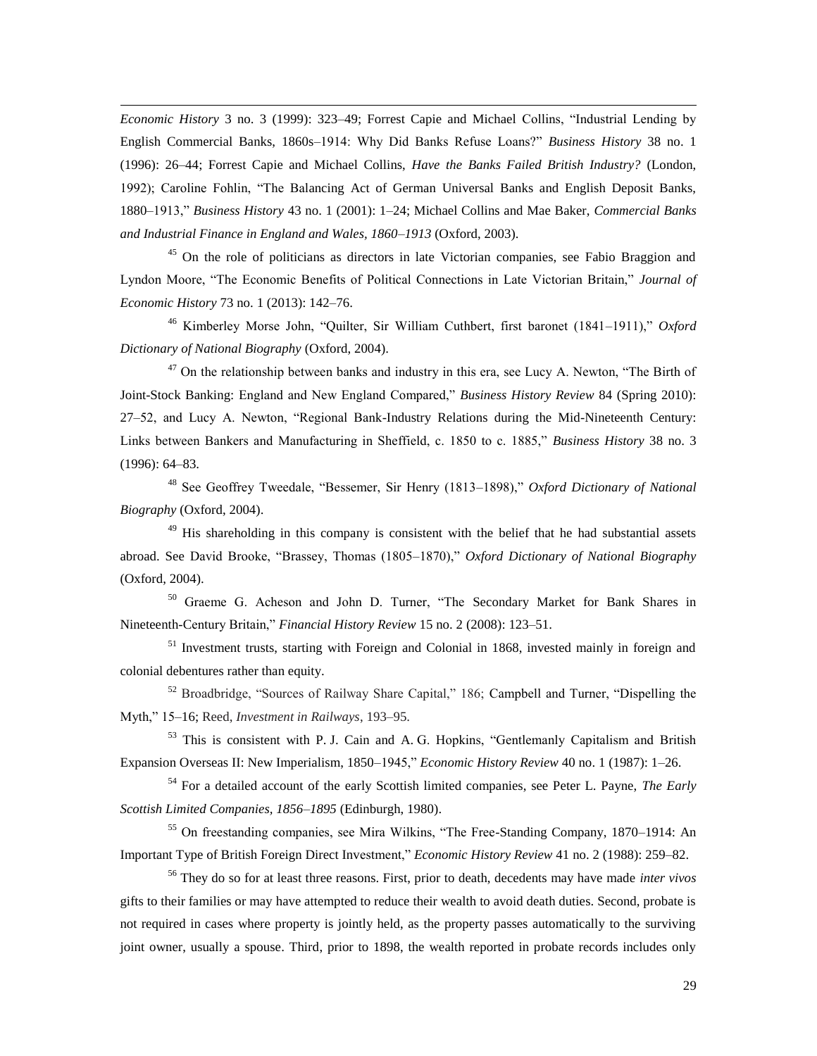*Economic History* 3 no. 3 (1999): 323–49; Forrest Capie and Michael Collins, "Industrial Lending by English Commercial Banks, 1860s–1914: Why Did Banks Refuse Loans?" *Business History* 38 no. 1 (1996): 26–44; Forrest Capie and Michael Collins, *Have the Banks Failed British Industry?* (London, 1992); Caroline Fohlin, "The Balancing Act of German Universal Banks and English Deposit Banks, 1880–1913," *Business History* 43 no. 1 (2001): 1–24; Michael Collins and Mae Baker, *Commercial Banks and Industrial Finance in England and Wales, 1860–1913* (Oxford, 2003).

[45] On the role of politicians as directors in late Victorian companies, see Fabio Braggion and Lyndon Moore, "The Economic Benefits of Political Connections in Late Victorian Britain," *Journal of Economic History* 73 no. 1 (2013): 142–76.

[46] Kimberley Morse John, "Quilter, Sir William Cuthbert, first baronet (1841–1911)," *Oxford Dictionary of National Biography* (Oxford, 2004).

[47] On the relationship between banks and industry in this era, see Lucy A. Newton, "The Birth of Joint-Stock Banking: England and New England Compared," *Business History Review* 84 (Spring 2010): 27–52, and Lucy A. Newton, "Regional Bank-Industry Relations during the Mid-Nineteenth Century: Links between Bankers and Manufacturing in Sheffield, c. 1850 to c. 1885," *Business History* 38 no. 3 (1996): 64–83.

[48] See Geoffrey Tweedale, "Bessemer, Sir Henry (1813–1898)," *Oxford Dictionary of National Biography* (Oxford, 2004).

[49] His shareholding in this company is consistent with the belief that he had substantial assets abroad. See David Brooke, "Brassey, Thomas (1805–1870)," *Oxford Dictionary of National Biography* (Oxford, 2004).

[50] Graeme G. Acheson and John D. Turner, "The Secondary Market for Bank Shares in Nineteenth-Century Britain," *Financial History Review* 15 no. 2 (2008): 123–51.

[51] Investment trusts, starting with Foreign and Colonial in 1868, invested mainly in foreign and colonial debentures rather than equity.

[52] Broadbridge, "Sources of Railway Share Capital," 186; Campbell and Turner, "Dispelling the Myth," 15–16; Reed, *Investment in Railways*, 193–95.

[53] This is consistent with P. J. Cain and A. G. Hopkins, "Gentlemanly Capitalism and British Expansion Overseas II: New Imperialism, 1850–1945," *Economic History Review* 40 no. 1 (1987): 1–26.

[54] For a detailed account of the early Scottish limited companies, see Peter L. Payne, *The Early Scottish Limited Companies, 1856–1895* (Edinburgh, 1980).

[55] On freestanding companies, see Mira Wilkins, "The Free-Standing Company, 1870–1914: An Important Type of British Foreign Direct Investment," *Economic History Review* 41 no. 2 (1988): 259–82.

[56] They do so for at least three reasons. First, prior to death, decedents may have made *inter vivos* gifts to their families or may have attempted to reduce their wealth to avoid death duties. Second, probate is not required in cases where property is jointly held, as the property passes automatically to the surviving joint owner, usually a spouse. Third, prior to 1898, the wealth reported in probate records includes only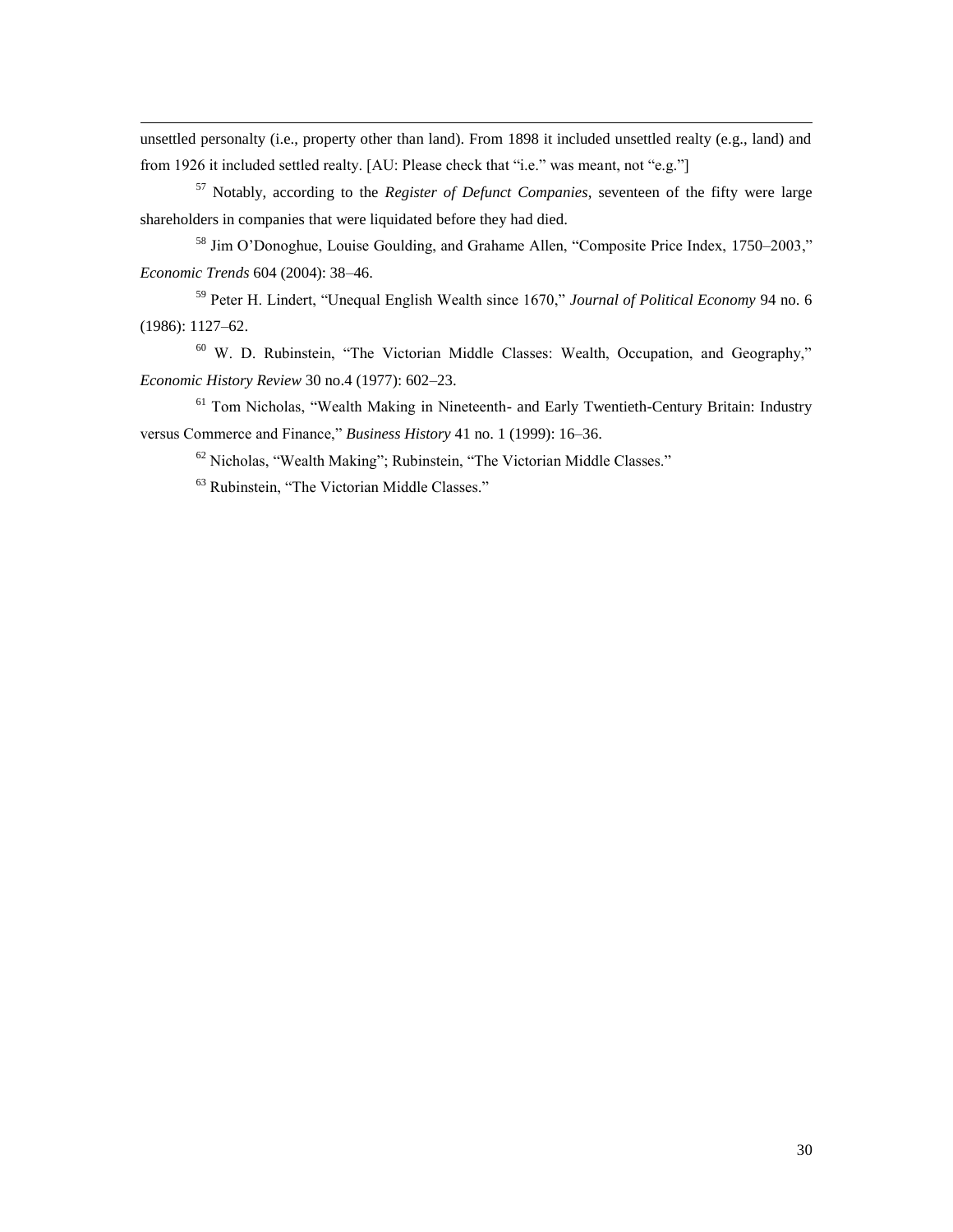unsettled personalty (i.e., property other than land). From 1898 it included unsettled realty (e.g., land) and from 1926 it included settled realty. [AU: Please check that "i.e." was meant, not "e.g."]

[57] Notably, according to the *Register of Defunct Companies*, seventeen of the fifty were large shareholders in companies that were liquidated before they had died.

[58] Jim O'Donoghue, Louise Goulding, and Grahame Allen, "Composite Price Index, 1750–2003," *Economic Trends* 604 (2004): 38–46.

[59] Peter H. Lindert, "Unequal English Wealth since 1670," *Journal of Political Economy* 94 no. 6 (1986): 1127–62.

[60] W. D. Rubinstein, "The Victorian Middle Classes: Wealth, Occupation, and Geography," *Economic History Review* 30 no.4 (1977): 602–23.

[61] Tom Nicholas, "Wealth Making in Nineteenth- and Early Twentieth-Century Britain: Industry versus Commerce and Finance," *Business History* 41 no. 1 (1999): 16–36.

[62] Nicholas, "Wealth Making"; Rubinstein, "The Victorian Middle Classes."

[63] Rubinstein, "The Victorian Middle Classes."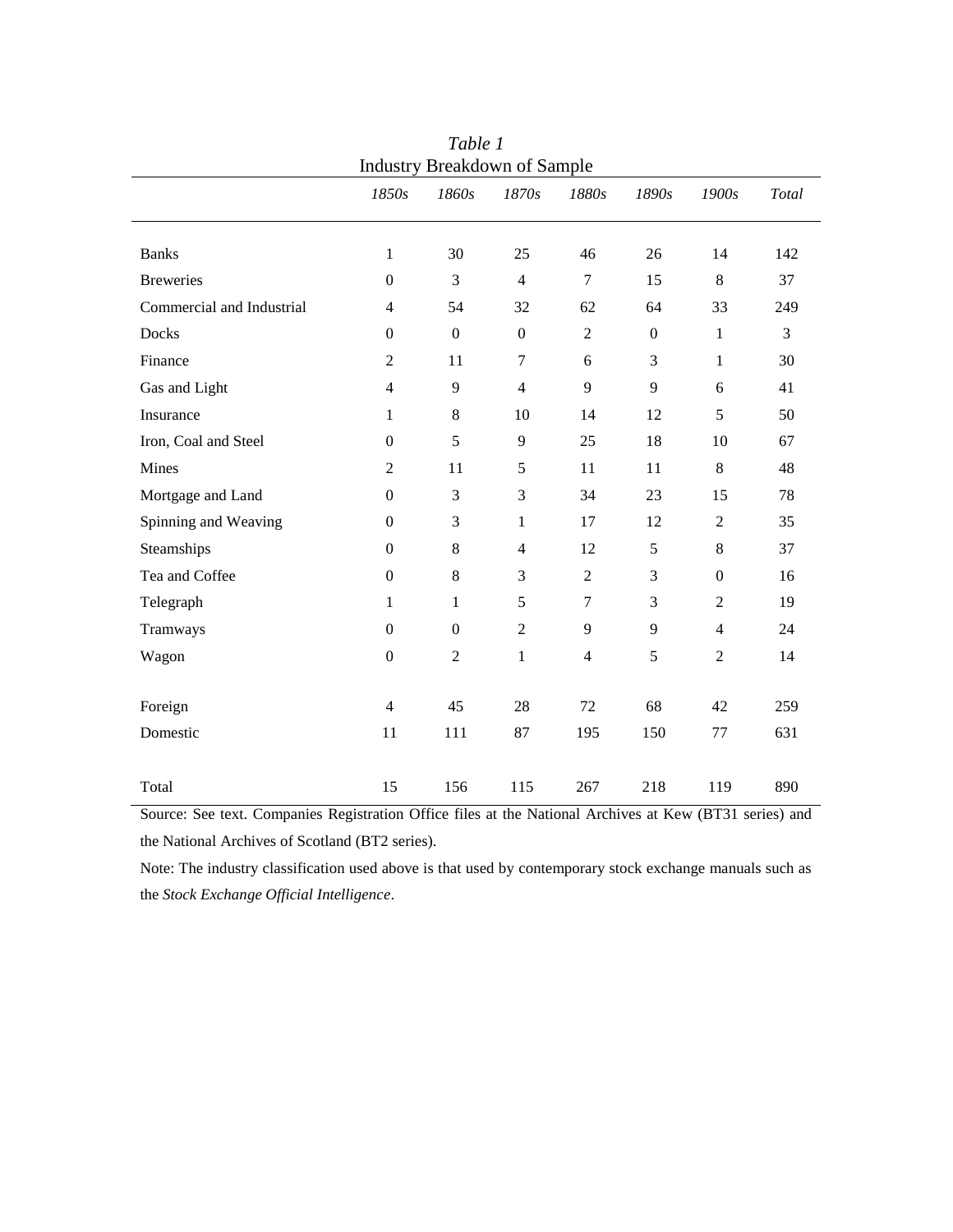*Table 1*

Industry Breakdown of Sample

| | *1850s* | *1860s* | *1870s* | *1880s* | *1890s* | *1900s* | *Total* |
|---|---|---|---|---|---|---|---|
| Banks | 1 | 30 | 25 | 46 | 26 | 14 | 142 |
| Breweries | 0 | 3 | 4 | 7 | 15 | 8 | 37 |
| Commercial and Industrial | 4 | 54 | 32 | 62 | 64 | 33 | 249 |
| Docks | 0 | 0 | 0 | 2 | 0 | 1 | 3 |
| Finance | 2 | 11 | 7 | 6 | 3 | 1 | 30 |
| Gas and Light | 4 | 9 | 4 | 9 | 9 | 6 | 41 |
| Insurance | 1 | 8 | 10 | 14 | 12 | 5 | 50 |
| Iron, Coal and Steel | 0 | 5 | 9 | 25 | 18 | 10 | 67 |
| Mines | 2 | 11 | 5 | 11 | 11 | 8 | 48 |
| Mortgage and Land | 0 | 3 | 3 | 34 | 23 | 15 | 78 |
| Spinning and Weaving | 0 | 3 | 1 | 17 | 12 | 2 | 35 |
| Steamships | 0 | 8 | 4 | 12 | 5 | 8 | 37 |
| Tea and Coffee | 0 | 8 | 3 | 2 | 3 | 0 | 16 |
| Telegraph | 1 | 1 | 5 | 7 | 3 | 2 | 19 |
| Tramways | 0 | 0 | 2 | 9 | 9 | 4 | 24 |
| Wagon | 0 | 2 | 1 | 4 | 5 | 2 | 14 |
| | | | | | | | |
| Foreign | 4 | 45 | 28 | 72 | 68 | 42 | 259 |
| Domestic | 11 | 111 | 87 | 195 | 150 | 77 | 631 |
| | | | | | | | |
| Total | 15 | 156 | 115 | 267 | 218 | 119 | 890 |

Source: See text. Companies Registration Office files at the National Archives at Kew (BT31 series) and the National Archives of Scotland (BT2 series).

Note: The industry classification used above is that used by contemporary stock exchange manuals such as the *Stock Exchange Official Intelligence*.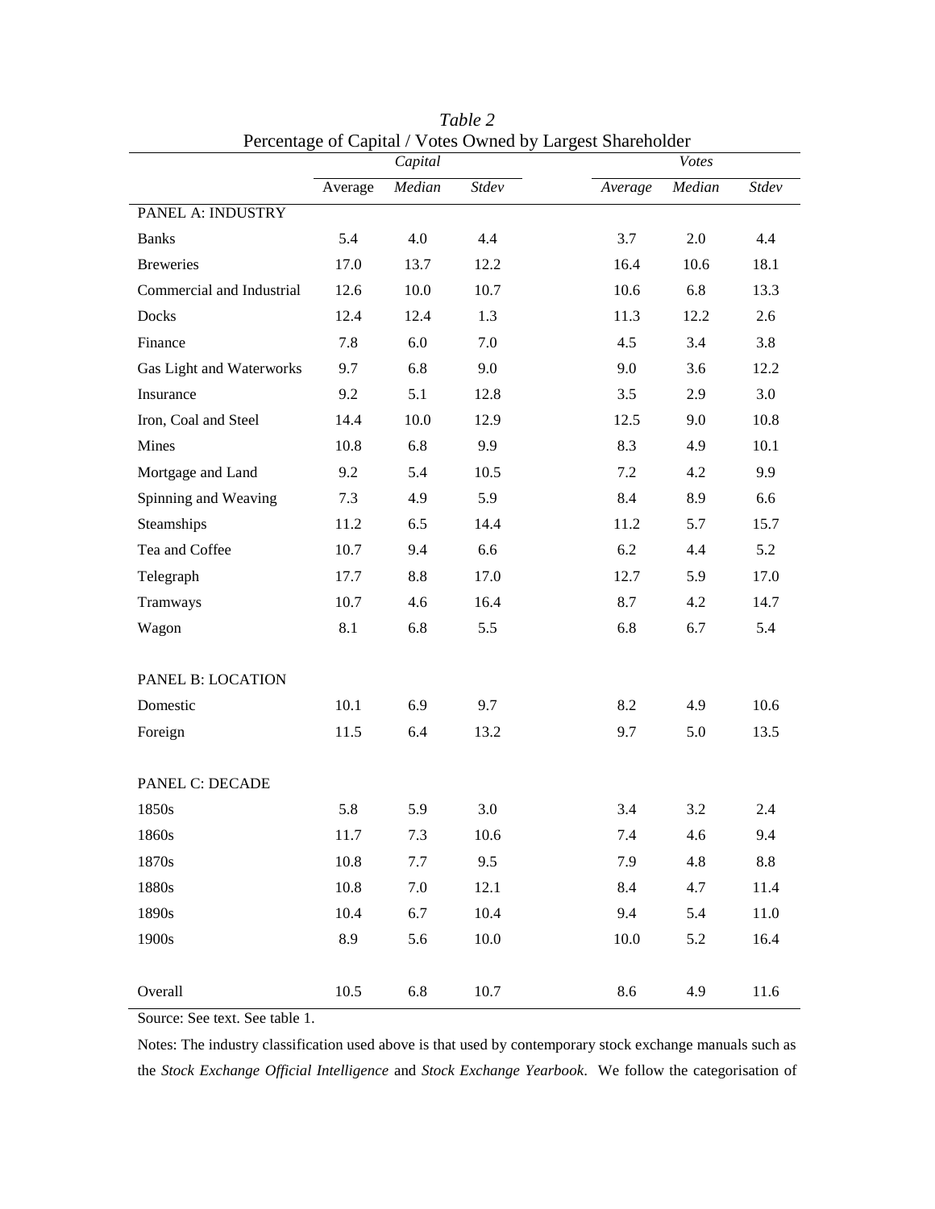*Table 2*

Percentage of Capital / Votes Owned by Largest Shareholder

| | *Capital* | | | *Votes* | | |
|---|---|---|---|---|---|---|
| | Average | *Median* | *Stdev* | *Average* | *Median* | *Stdev* |
| PANEL A: INDUSTRY | | | | | | |
| Banks | 5.4 | 4.0 | 4.4 | 3.7 | 2.0 | 4.4 |
| Breweries | 17.0 | 13.7 | 12.2 | 16.4 | 10.6 | 18.1 |
| Commercial and Industrial | 12.6 | 10.0 | 10.7 | 10.6 | 6.8 | 13.3 |
| Docks | 12.4 | 12.4 | 1.3 | 11.3 | 12.2 | 2.6 |
| Finance | 7.8 | 6.0 | 7.0 | 4.5 | 3.4 | 3.8 |
| Gas Light and Waterworks | 9.7 | 6.8 | 9.0 | 9.0 | 3.6 | 12.2 |
| Insurance | 9.2 | 5.1 | 12.8 | 3.5 | 2.9 | 3.0 |
| Iron, Coal and Steel | 14.4 | 10.0 | 12.9 | 12.5 | 9.0 | 10.8 |
| Mines | 10.8 | 6.8 | 9.9 | 8.3 | 4.9 | 10.1 |
| Mortgage and Land | 9.2 | 5.4 | 10.5 | 7.2 | 4.2 | 9.9 |
| Spinning and Weaving | 7.3 | 4.9 | 5.9 | 8.4 | 8.9 | 6.6 |
| Steamships | 11.2 | 6.5 | 14.4 | 11.2 | 5.7 | 15.7 |
| Tea and Coffee | 10.7 | 9.4 | 6.6 | 6.2 | 4.4 | 5.2 |
| Telegraph | 17.7 | 8.8 | 17.0 | 12.7 | 5.9 | 17.0 |
| Tramways | 10.7 | 4.6 | 16.4 | 8.7 | 4.2 | 14.7 |
| Wagon | 8.1 | 6.8 | 5.5 | 6.8 | 6.7 | 5.4 |
| | | | | | | |
| PANEL B: LOCATION | | | | | | |
| Domestic | 10.1 | 6.9 | 9.7 | 8.2 | 4.9 | 10.6 |
| Foreign | 11.5 | 6.4 | 13.2 | 9.7 | 5.0 | 13.5 |
| | | | | | | |
| PANEL C: DECADE | | | | | | |
| 1850s | 5.8 | 5.9 | 3.0 | 3.4 | 3.2 | 2.4 |
| 1860s | 11.7 | 7.3 | 10.6 | 7.4 | 4.6 | 9.4 |
| 1870s | 10.8 | 7.7 | 9.5 | 7.9 | 4.8 | 8.8 |
| 1880s | 10.8 | 7.0 | 12.1 | 8.4 | 4.7 | 11.4 |
| 1890s | 10.4 | 6.7 | 10.4 | 9.4 | 5.4 | 11.0 |
| 1900s | 8.9 | 5.6 | 10.0 | 10.0 | 5.2 | 16.4 |
| | | | | | | |
| Overall | 10.5 | 6.8 | 10.7 | 8.6 | 4.9 | 11.6 |

Source: See text. See table 1.

Notes: The industry classification used above is that used by contemporary stock exchange manuals such as the *Stock Exchange Official Intelligence* and *Stock Exchange Yearbook*. We follow the categorisation of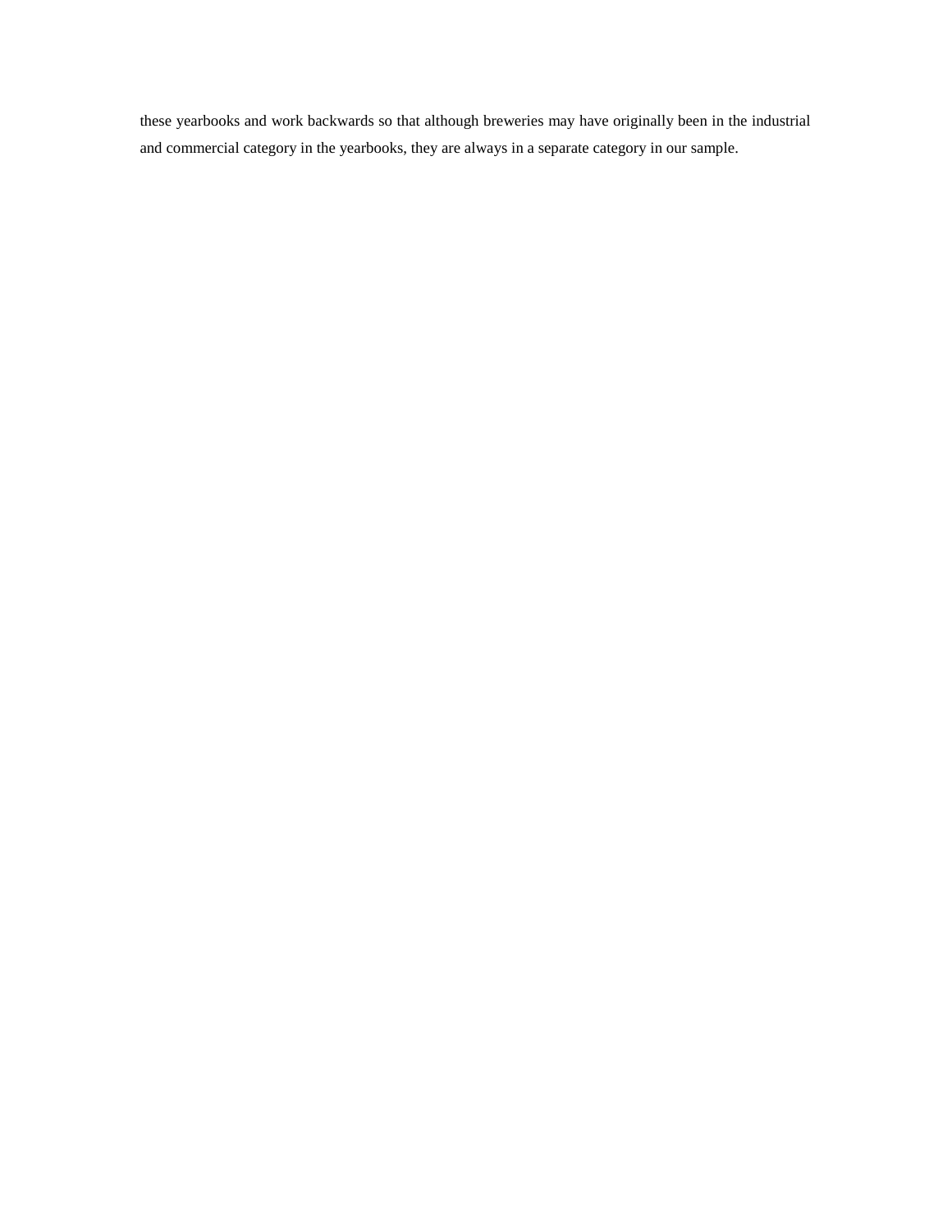these yearbooks and work backwards so that although breweries may have originally been in the industrial and commercial category in the yearbooks, they are always in a separate category in our sample.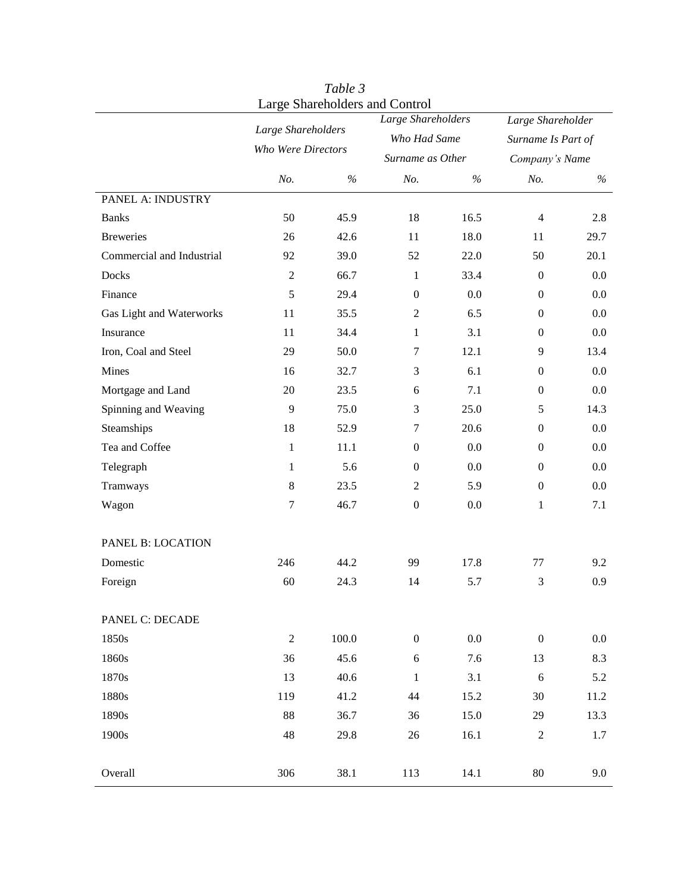*Table 3*
Large Shareholders and Control

| | *Large Shareholders Who Were Directors* | | *Large Shareholders Who Had Same Surname as Other* | | *Large Shareholder Surname Is Part of Company's Name* | |
|---|---|---|---|---|---|---|
| | *No.* | *%* | *No.* | *%* | *No.* | *%* |
| PANEL A: INDUSTRY | | | | | | |
| Banks | 50 | 45.9 | 18 | 16.5 | 4 | 2.8 |
| Breweries | 26 | 42.6 | 11 | 18.0 | 11 | 29.7 |
| Commercial and Industrial | 92 | 39.0 | 52 | 22.0 | 50 | 20.1 |
| Docks | 2 | 66.7 | 1 | 33.4 | 0 | 0.0 |
| Finance | 5 | 29.4 | 0 | 0.0 | 0 | 0.0 |
| Gas Light and Waterworks | 11 | 35.5 | 2 | 6.5 | 0 | 0.0 |
| Insurance | 11 | 34.4 | 1 | 3.1 | 0 | 0.0 |
| Iron, Coal and Steel | 29 | 50.0 | 7 | 12.1 | 9 | 13.4 |
| Mines | 16 | 32.7 | 3 | 6.1 | 0 | 0.0 |
| Mortgage and Land | 20 | 23.5 | 6 | 7.1 | 0 | 0.0 |
| Spinning and Weaving | 9 | 75.0 | 3 | 25.0 | 5 | 14.3 |
| Steamships | 18 | 52.9 | 7 | 20.6 | 0 | 0.0 |
| Tea and Coffee | 1 | 11.1 | 0 | 0.0 | 0 | 0.0 |
| Telegraph | 1 | 5.6 | 0 | 0.0 | 0 | 0.0 |
| Tramways | 8 | 23.5 | 2 | 5.9 | 0 | 0.0 |
| Wagon | 7 | 46.7 | 0 | 0.0 | 1 | 7.1 |
| | | | | | | |
| PANEL B: LOCATION | | | | | | |
| Domestic | 246 | 44.2 | 99 | 17.8 | 77 | 9.2 |
| Foreign | 60 | 24.3 | 14 | 5.7 | 3 | 0.9 |
| | | | | | | |
| PANEL C: DECADE | | | | | | |
| 1850s | 2 | 100.0 | 0 | 0.0 | 0 | 0.0 |
| 1860s | 36 | 45.6 | 6 | 7.6 | 13 | 8.3 |
| 1870s | 13 | 40.6 | 1 | 3.1 | 6 | 5.2 |
| 1880s | 119 | 41.2 | 44 | 15.2 | 30 | 11.2 |
| 1890s | 88 | 36.7 | 36 | 15.0 | 29 | 13.3 |
| 1900s | 48 | 29.8 | 26 | 16.1 | 2 | 1.7 |
| | | | | | | |
| Overall | 306 | 38.1 | 113 | 14.1 | 80 | 9.0 |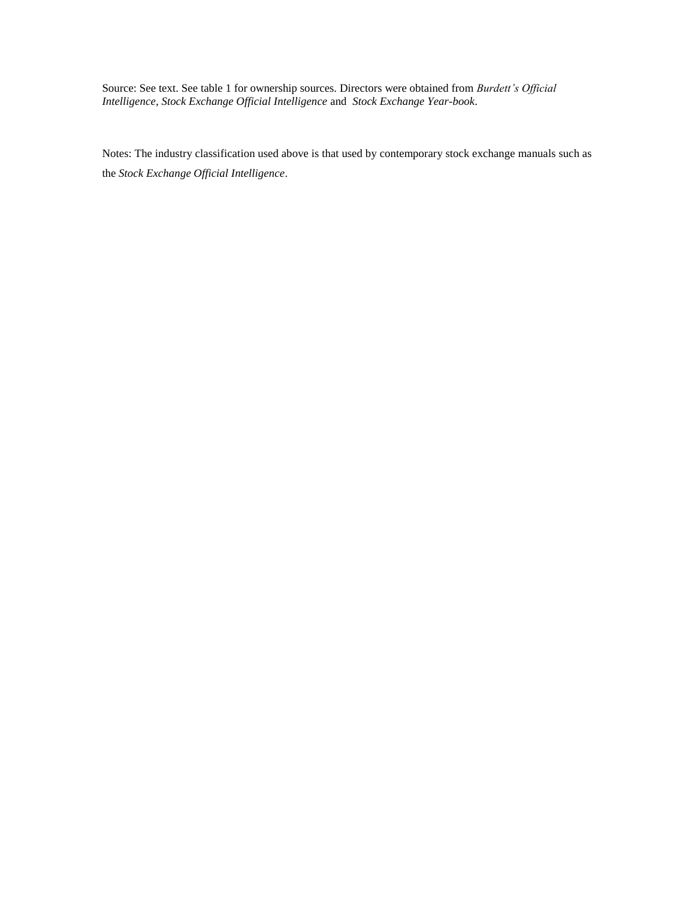Source: See text. See table 1 for ownership sources. Directors were obtained from *Burdett's Official Intelligence*, *Stock Exchange Official Intelligence* and *Stock Exchange Year-book*.

Notes: The industry classification used above is that used by contemporary stock exchange manuals such as the *Stock Exchange Official Intelligence*.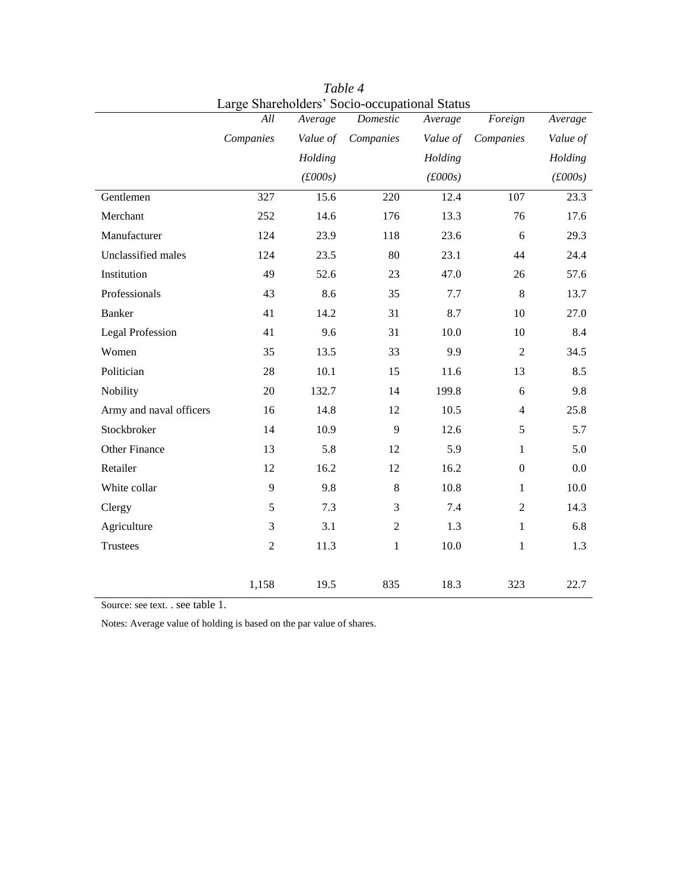*Table 4*

Large Shareholders' Socio-occupational Status

| | *All Companies* | *Average Value of Holding (£000s)* | *Domestic Companies* | *Average Value of Holding (£000s)* | *Foreign Companies* | *Average Value of Holding (£000s)* |
|---|---|---|---|---|---|---|
| Gentlemen | 327 | 15.6 | 220 | 12.4 | 107 | 23.3 |
| Merchant | 252 | 14.6 | 176 | 13.3 | 76 | 17.6 |
| Manufacturer | 124 | 23.9 | 118 | 23.6 | 6 | 29.3 |
| Unclassified males | 124 | 23.5 | 80 | 23.1 | 44 | 24.4 |
| Institution | 49 | 52.6 | 23 | 47.0 | 26 | 57.6 |
| Professionals | 43 | 8.6 | 35 | 7.7 | 8 | 13.7 |
| Banker | 41 | 14.2 | 31 | 8.7 | 10 | 27.0 |
| Legal Profession | 41 | 9.6 | 31 | 10.0 | 10 | 8.4 |
| Women | 35 | 13.5 | 33 | 9.9 | 2 | 34.5 |
| Politician | 28 | 10.1 | 15 | 11.6 | 13 | 8.5 |
| Nobility | 20 | 132.7 | 14 | 199.8 | 6 | 9.8 |
| Army and naval officers | 16 | 14.8 | 12 | 10.5 | 4 | 25.8 |
| Stockbroker | 14 | 10.9 | 9 | 12.6 | 5 | 5.7 |
| Other Finance | 13 | 5.8 | 12 | 5.9 | 1 | 5.0 |
| Retailer | 12 | 16.2 | 12 | 16.2 | 0 | 0.0 |
| White collar | 9 | 9.8 | 8 | 10.8 | 1 | 10.0 |
| Clergy | 5 | 7.3 | 3 | 7.4 | 2 | 14.3 |
| Agriculture | 3 | 3.1 | 2 | 1.3 | 1 | 6.8 |
| Trustees | 2 | 11.3 | 1 | 10.0 | 1 | 1.3 |
| | 1,158 | 19.5 | 835 | 18.3 | 323 | 22.7 |

Source: see text. . see table 1.

Notes: Average value of holding is based on the par value of shares.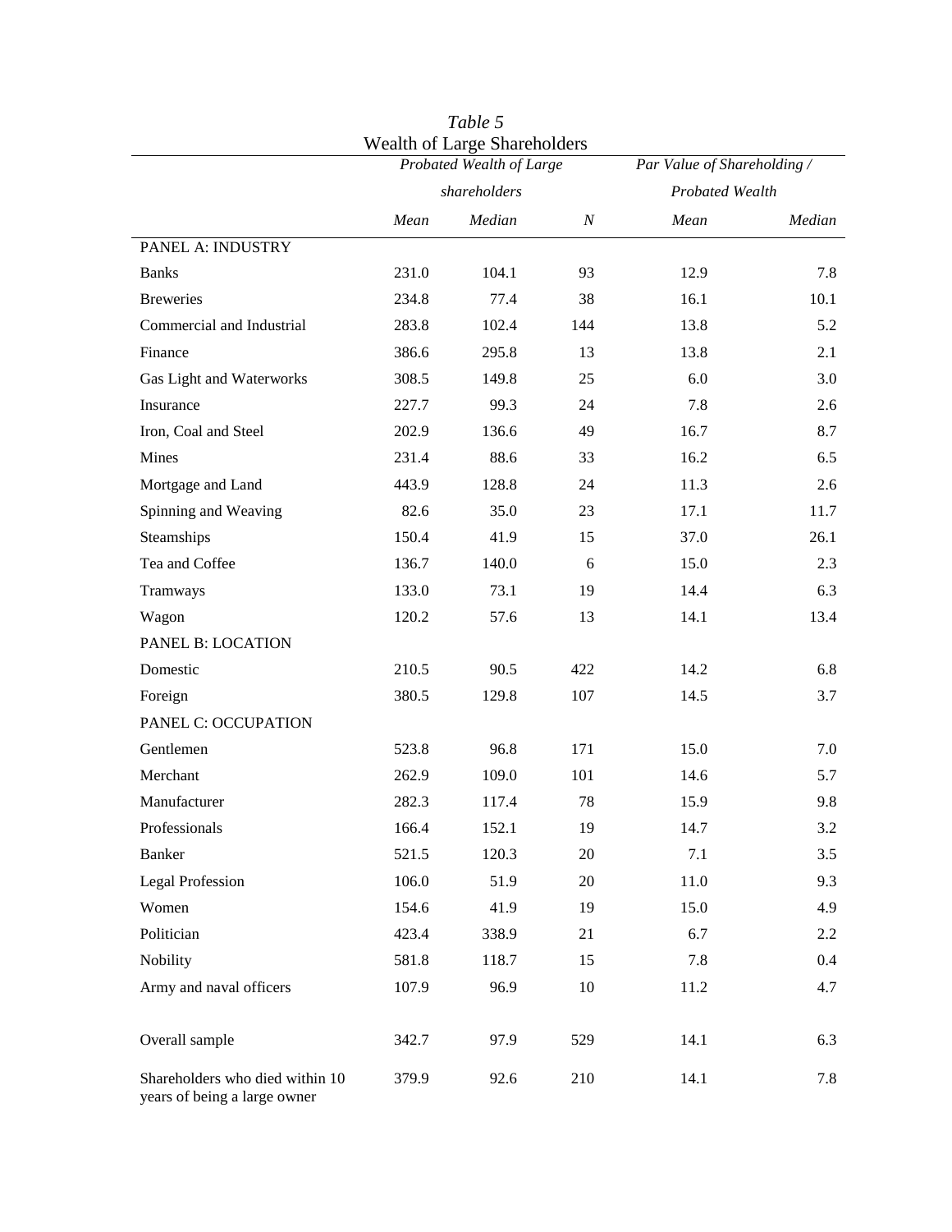*Table 5*

Wealth of Large Shareholders

| | *Probated Wealth of Large shareholders* | | | *Par Value of Shareholding / Probated Wealth* | |
|---|---|---|---|---|---|
| | *Mean* | *Median* | *N* | *Mean* | *Median* |
| PANEL A: INDUSTRY | | | | | |
| Banks | 231.0 | 104.1 | 93 | 12.9 | 7.8 |
| Breweries | 234.8 | 77.4 | 38 | 16.1 | 10.1 |
| Commercial and Industrial | 283.8 | 102.4 | 144 | 13.8 | 5.2 |
| Finance | 386.6 | 295.8 | 13 | 13.8 | 2.1 |
| Gas Light and Waterworks | 308.5 | 149.8 | 25 | 6.0 | 3.0 |
| Insurance | 227.7 | 99.3 | 24 | 7.8 | 2.6 |
| Iron, Coal and Steel | 202.9 | 136.6 | 49 | 16.7 | 8.7 |
| Mines | 231.4 | 88.6 | 33 | 16.2 | 6.5 |
| Mortgage and Land | 443.9 | 128.8 | 24 | 11.3 | 2.6 |
| Spinning and Weaving | 82.6 | 35.0 | 23 | 17.1 | 11.7 |
| Steamships | 150.4 | 41.9 | 15 | 37.0 | 26.1 |
| Tea and Coffee | 136.7 | 140.0 | 6 | 15.0 | 2.3 |
| Tramways | 133.0 | 73.1 | 19 | 14.4 | 6.3 |
| Wagon | 120.2 | 57.6 | 13 | 14.1 | 13.4 |
| PANEL B: LOCATION | | | | | |
| Domestic | 210.5 | 90.5 | 422 | 14.2 | 6.8 |
| Foreign | 380.5 | 129.8 | 107 | 14.5 | 3.7 |
| PANEL C: OCCUPATION | | | | | |
| Gentlemen | 523.8 | 96.8 | 171 | 15.0 | 7.0 |
| Merchant | 262.9 | 109.0 | 101 | 14.6 | 5.7 |
| Manufacturer | 282.3 | 117.4 | 78 | 15.9 | 9.8 |
| Professionals | 166.4 | 152.1 | 19 | 14.7 | 3.2 |
| Banker | 521.5 | 120.3 | 20 | 7.1 | 3.5 |
| Legal Profession | 106.0 | 51.9 | 20 | 11.0 | 9.3 |
| Women | 154.6 | 41.9 | 19 | 15.0 | 4.9 |
| Politician | 423.4 | 338.9 | 21 | 6.7 | 2.2 |
| Nobility | 581.8 | 118.7 | 15 | 7.8 | 0.4 |
| Army and naval officers | 107.9 | 96.9 | 10 | 11.2 | 4.7 |
| | | | | | |
| Overall sample | 342.7 | 97.9 | 529 | 14.1 | 6.3 |
| Shareholders who died within 10 years of being a large owner | 379.9 | 92.6 | 210 | 14.1 | 7.8 |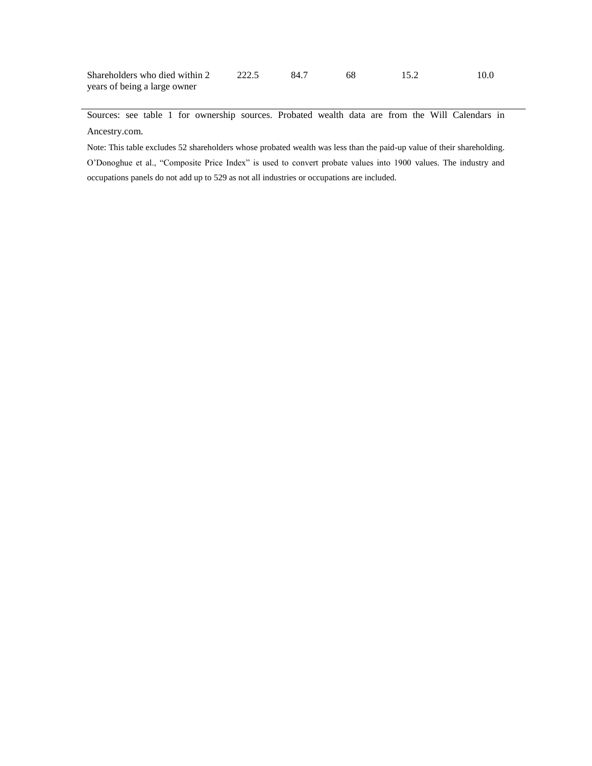| | | | | | |
|---|---|---|---|---|---|
| Shareholders who died within 2 years of being a large owner | 222.5 | 84.7 | 68 | 15.2 | 10.0 |

Sources: see table 1 for ownership sources. Probated wealth data are from the Will Calendars in Ancestry.com.

Note: This table excludes 52 shareholders whose probated wealth was less than the paid-up value of their shareholding. O'Donoghue et al., "Composite Price Index" is used to convert probate values into 1900 values. The industry and occupations panels do not add up to 529 as not all industries or occupations are included.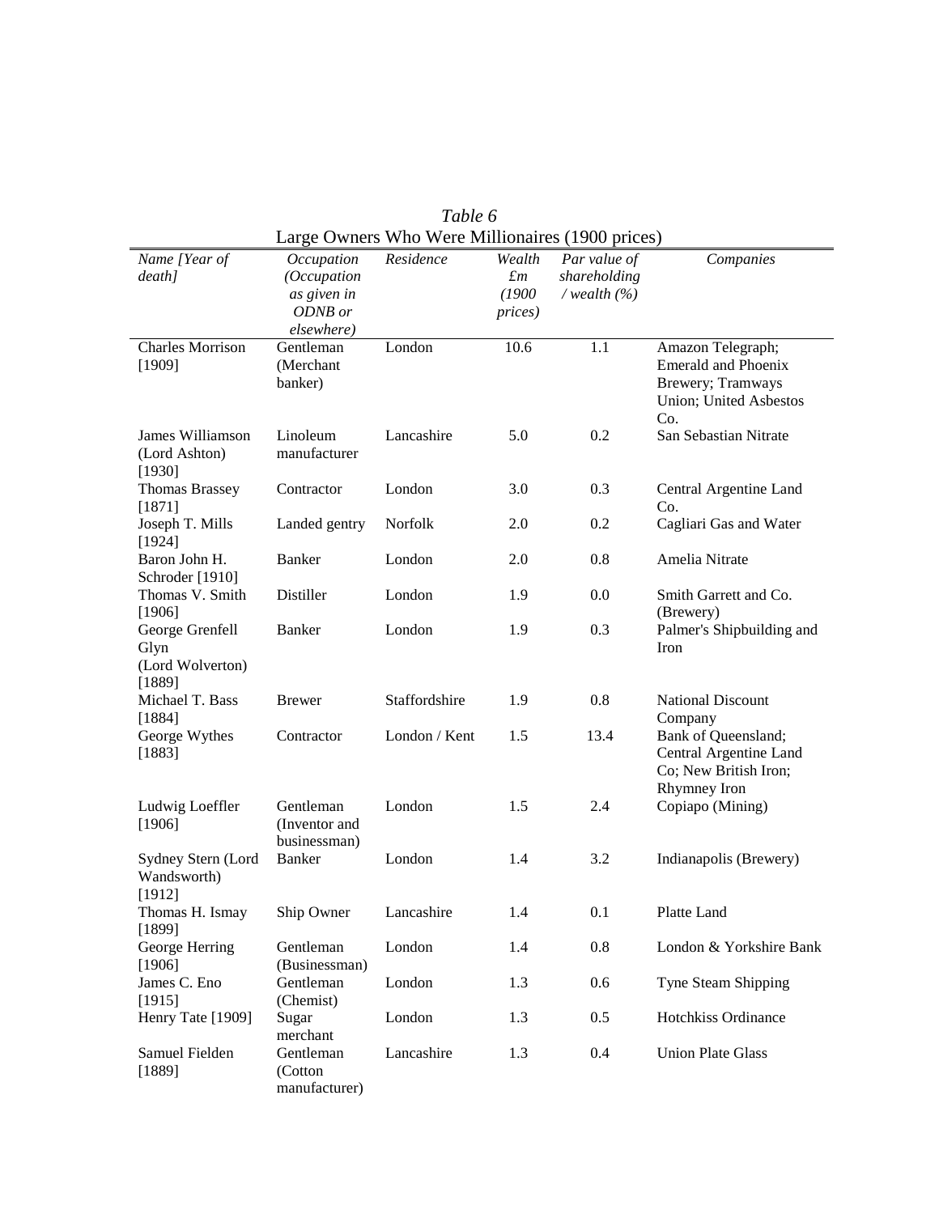*Table 6*

Large Owners Who Were Millionaires (1900 prices)

| *Name [Year of death]* | *Occupation (Occupation as given in ODNB or elsewhere)* | *Residence* | *Wealth £m (1900 prices)* | *Par value of shareholding / wealth (%)* | *Companies* |
|---|---|---|---|---|---|
| Charles Morrison [1909] | Gentleman (Merchant banker) | London | 10.6 | 1.1 | Amazon Telegraph; Emerald and Phoenix Brewery; Tramways Union; United Asbestos Co. |
| James Williamson (Lord Ashton) [1930] | Linoleum manufacturer | Lancashire | 5.0 | 0.2 | San Sebastian Nitrate |
| Thomas Brassey [1871] | Contractor | London | 3.0 | 0.3 | Central Argentine Land Co. |
| Joseph T. Mills [1924] | Landed gentry | Norfolk | 2.0 | 0.2 | Cagliari Gas and Water |
| Baron John H. Schroder [1910] | Banker | London | 2.0 | 0.8 | Amelia Nitrate |
| Thomas V. Smith [1906] | Distiller | London | 1.9 | 0.0 | Smith Garrett and Co. (Brewery) |
| George Grenfell Glyn (Lord Wolverton) [1889] | Banker | London | 1.9 | 0.3 | Palmer's Shipbuilding and Iron |
| Michael T. Bass [1884] | Brewer | Staffordshire | 1.9 | 0.8 | National Discount Company |
| George Wythes [1883] | Contractor | London / Kent | 1.5 | 13.4 | Bank of Queensland; Central Argentine Land Co; New British Iron; Rhymney Iron |
| Ludwig Loeffler [1906] | Gentleman (Inventor and businessman) | London | 1.5 | 2.4 | Copiapo (Mining) |
| Sydney Stern (Lord Wandsworth) [1912] | Banker | London | 1.4 | 3.2 | Indianapolis (Brewery) |
| Thomas H. Ismay [1899] | Ship Owner | Lancashire | 1.4 | 0.1 | Platte Land |
| George Herring [1906] | Gentleman (Businessman) | London | 1.4 | 0.8 | London & Yorkshire Bank |
| James C. Eno [1915] | Gentleman (Chemist) | London | 1.3 | 0.6 | Tyne Steam Shipping |
| Henry Tate [1909] | Sugar merchant | London | 1.3 | 0.5 | Hotchkiss Ordinance |
| Samuel Fielden [1889] | Gentleman (Cotton manufacturer) | Lancashire | 1.3 | 0.4 | Union Plate Glass |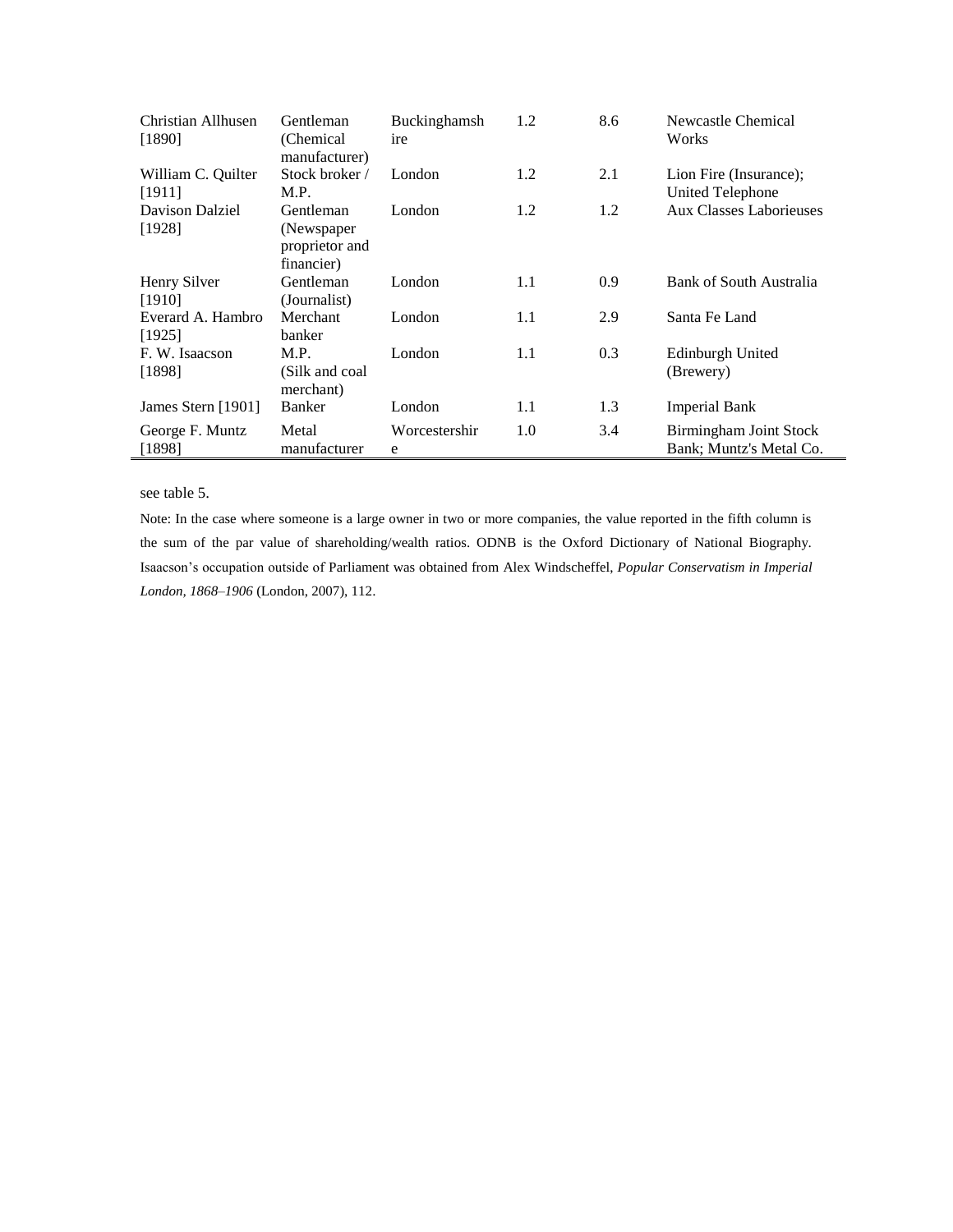| | | | | | |
|---|---|---|---|---|---|
| Christian Allhusen [1890] | Gentleman (Chemical manufacturer) | Buckinghamshire | 1.2 | 8.6 | Newcastle Chemical Works |
| William C. Quilter [1911] | Stock broker / M.P. | London | 1.2 | 2.1 | Lion Fire (Insurance); United Telephone |
| Davison Dalziel [1928] | Gentleman (Newspaper proprietor and financier) | London | 1.2 | 1.2 | Aux Classes Laborieuses |
| Henry Silver [1910] | Gentleman (Journalist) | London | 1.1 | 0.9 | Bank of South Australia |
| Everard A. Hambro [1925] | Merchant banker | London | 1.1 | 2.9 | Santa Fe Land |
| F. W. Isaacson [1898] | M.P. (Silk and coal merchant) | London | 1.1 | 0.3 | Edinburgh United (Brewery) |
| James Stern [1901] | Banker | London | 1.1 | 1.3 | Imperial Bank |
| George F. Muntz [1898] | Metal manufacturer | Worcestershire | 1.0 | 3.4 | Birmingham Joint Stock Bank; Muntz's Metal Co. |

see table 5.

Note: In the case where someone is a large owner in two or more companies, the value reported in the fifth column is the sum of the par value of shareholding/wealth ratios. ODNB is the Oxford Dictionary of National Biography. Isaacson's occupation outside of Parliament was obtained from Alex Windscheffel, *Popular Conservatism in Imperial London, 1868–1906* (London, 2007), 112.